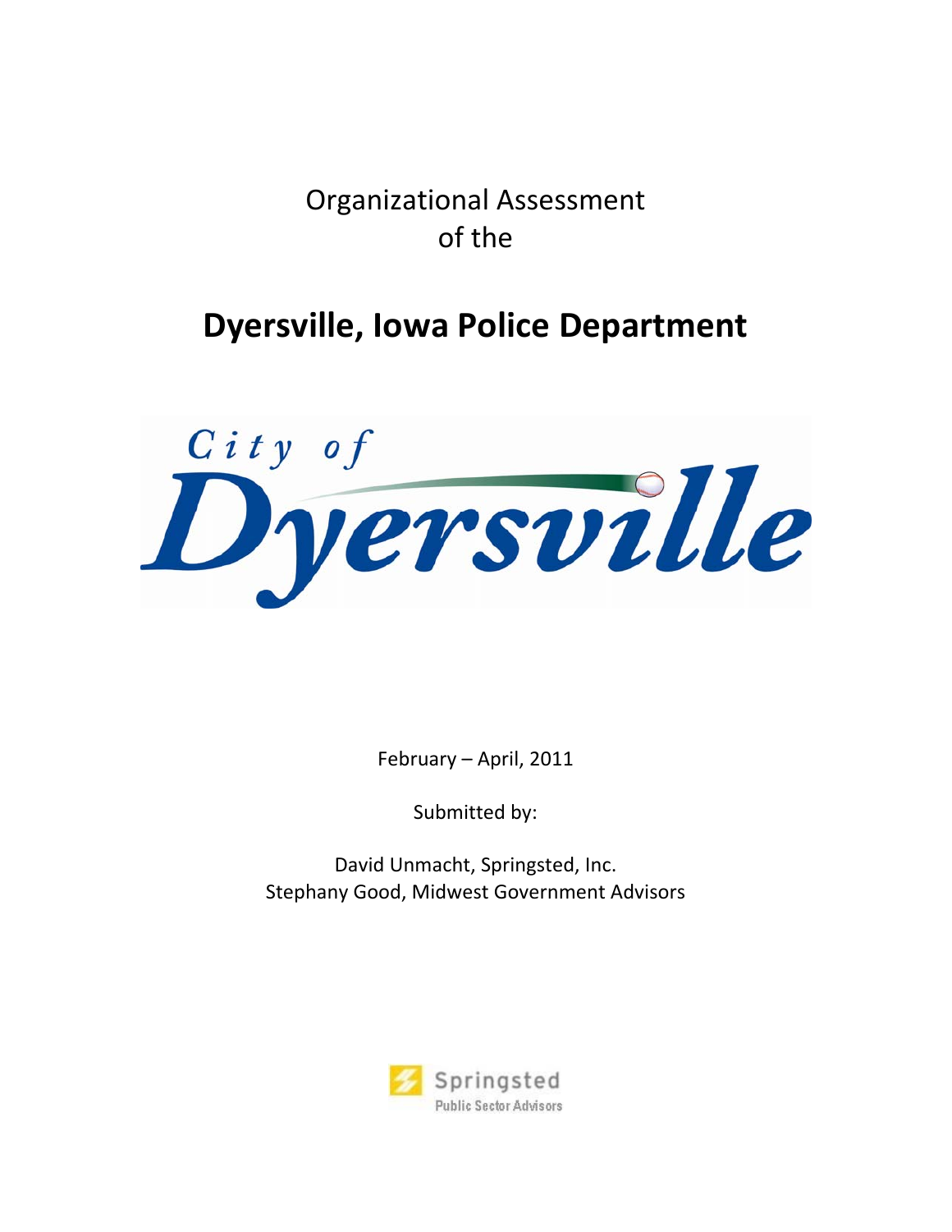Organizational Assessment
of the

# Dyersville, Iowa Police Department

City of
Dyersville

February – April, 2011

Submitted by:

David Unmacht, Springsted, Inc.
Stephany Good, Midwest Government Advisors

Springsted
Public Sector Advisors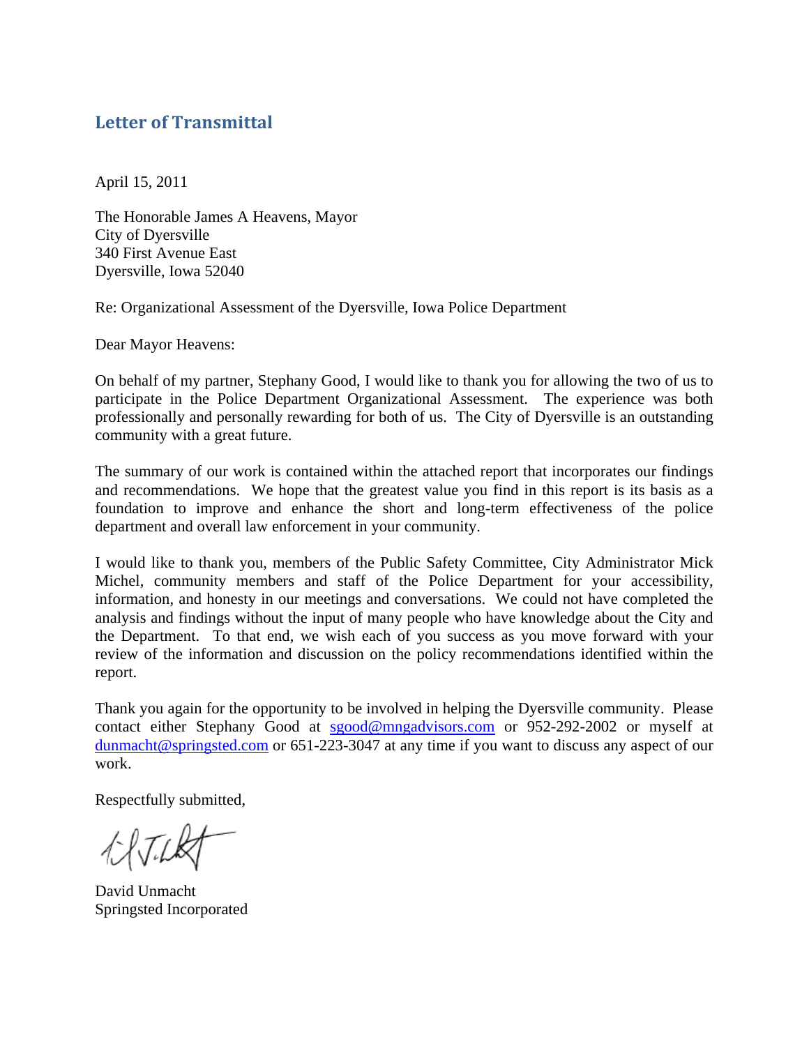## Letter of Transmittal

April 15, 2011

The Honorable James A Heavens, Mayor  
City of Dyersville  
340 First Avenue East  
Dyersville, Iowa 52040

Re: Organizational Assessment of the Dyersville, Iowa Police Department

Dear Mayor Heavens:

On behalf of my partner, Stephany Good, I would like to thank you for allowing the two of us to participate in the Police Department Organizational Assessment. The experience was both professionally and personally rewarding for both of us. The City of Dyersville is an outstanding community with a great future.

The summary of our work is contained within the attached report that incorporates our findings and recommendations. We hope that the greatest value you find in this report is its basis as a foundation to improve and enhance the short and long-term effectiveness of the police department and overall law enforcement in your community.

I would like to thank you, members of the Public Safety Committee, City Administrator Mick Michel, community members and staff of the Police Department for your accessibility, information, and honesty in our meetings and conversations. We could not have completed the analysis and findings without the input of many people who have knowledge about the City and the Department. To that end, we wish each of you success as you move forward with your review of the information and discussion on the policy recommendations identified within the report.

Thank you again for the opportunity to be involved in helping the Dyersville community. Please contact either Stephany Good at sgood@mngadvisors.com or 952-292-2002 or myself at dunmacht@springsted.com or 651-223-3047 at any time if you want to discuss any aspect of our work.

Respectfully submitted,

David Unmacht  
Springsted Incorporated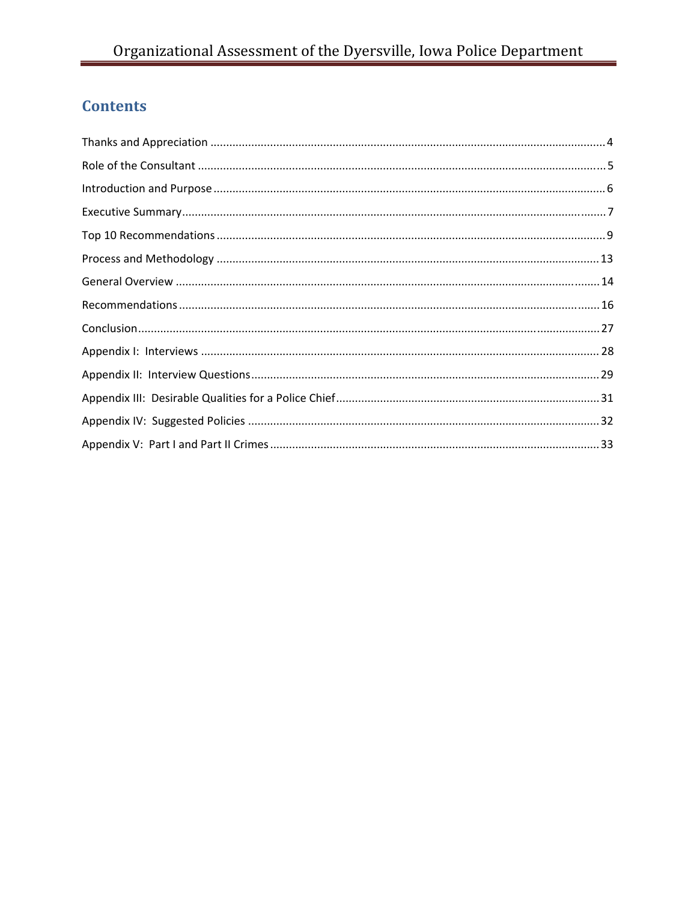## Contents

Thanks and Appreciation ............ 4

Role of the Consultant ............ 5

Introduction and Purpose ............ 6

Executive Summary ............ 7

Top 10 Recommendations ............ 9

Process and Methodology ............ 13

General Overview ............ 14

Recommendations ............ 16

Conclusion ............ 27

Appendix I: Interviews ............ 28

Appendix II: Interview Questions ............ 29

Appendix III: Desirable Qualities for a Police Chief ............ 31

Appendix IV: Suggested Policies ............ 32

Appendix V: Part I and Part II Crimes ............ 33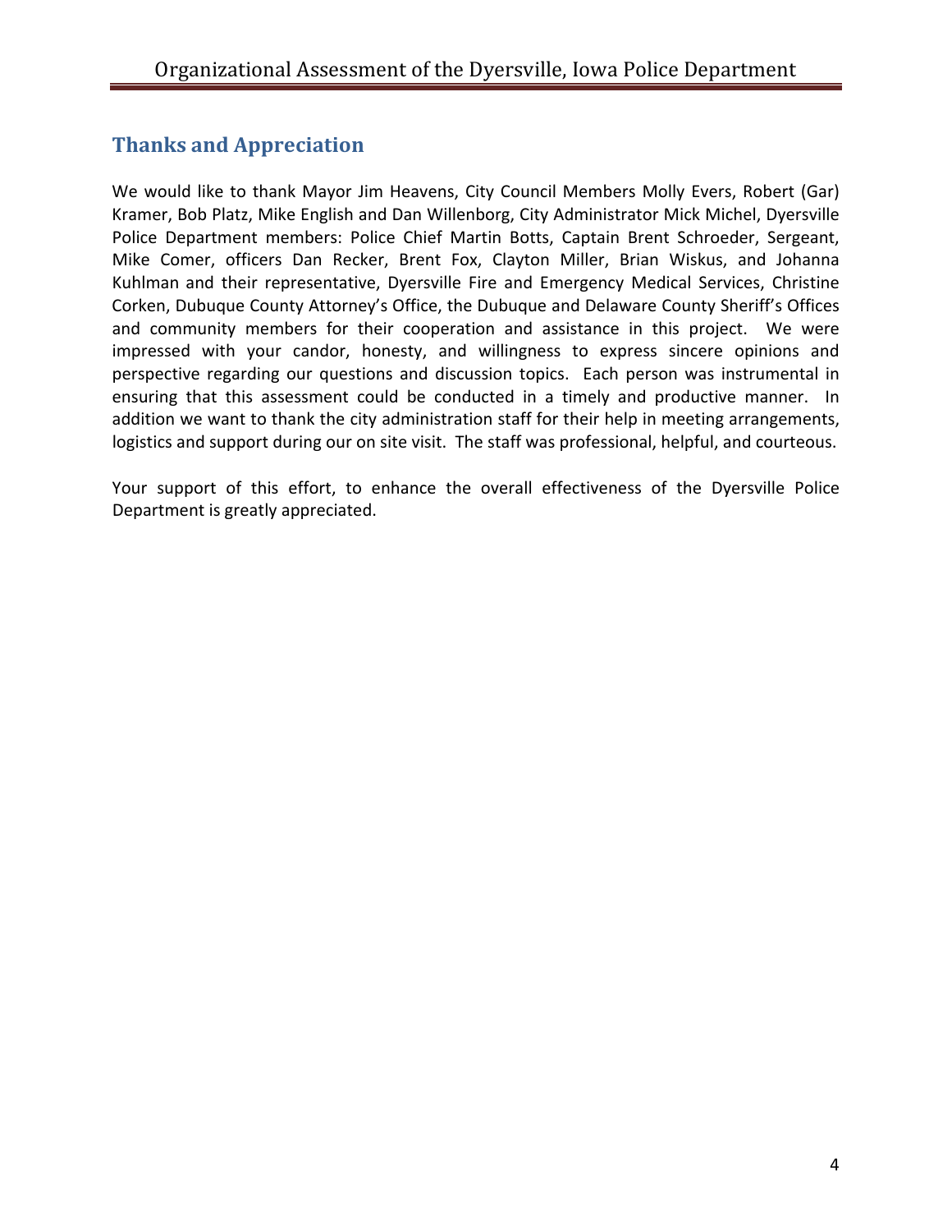## Thanks and Appreciation

We would like to thank Mayor Jim Heavens, City Council Members Molly Evers, Robert (Gar) Kramer, Bob Platz, Mike English and Dan Willenborg, City Administrator Mick Michel, Dyersville Police Department members: Police Chief Martin Botts, Captain Brent Schroeder, Sergeant, Mike Comer, officers Dan Recker, Brent Fox, Clayton Miller, Brian Wiskus, and Johanna Kuhlman and their representative, Dyersville Fire and Emergency Medical Services, Christine Corken, Dubuque County Attorney's Office, the Dubuque and Delaware County Sheriff's Offices and community members for their cooperation and assistance in this project. We were impressed with your candor, honesty, and willingness to express sincere opinions and perspective regarding our questions and discussion topics. Each person was instrumental in ensuring that this assessment could be conducted in a timely and productive manner. In addition we want to thank the city administration staff for their help in meeting arrangements, logistics and support during our on site visit. The staff was professional, helpful, and courteous.

Your support of this effort, to enhance the overall effectiveness of the Dyersville Police Department is greatly appreciated.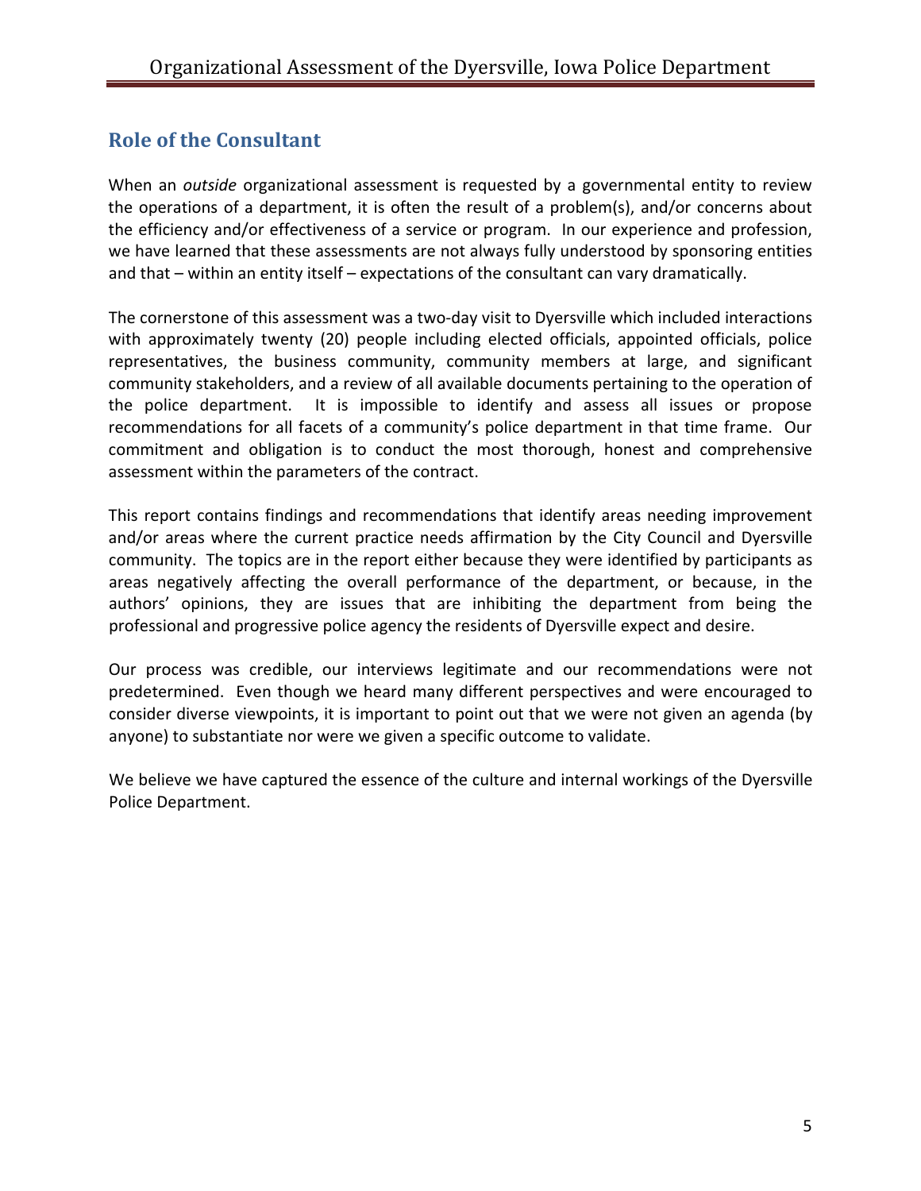## Role of the Consultant

When an *outside* organizational assessment is requested by a governmental entity to review the operations of a department, it is often the result of a problem(s), and/or concerns about the efficiency and/or effectiveness of a service or program. In our experience and profession, we have learned that these assessments are not always fully understood by sponsoring entities and that – within an entity itself – expectations of the consultant can vary dramatically.

The cornerstone of this assessment was a two-day visit to Dyersville which included interactions with approximately twenty (20) people including elected officials, appointed officials, police representatives, the business community, community members at large, and significant community stakeholders, and a review of all available documents pertaining to the operation of the police department. It is impossible to identify and assess all issues or propose recommendations for all facets of a community's police department in that time frame. Our commitment and obligation is to conduct the most thorough, honest and comprehensive assessment within the parameters of the contract.

This report contains findings and recommendations that identify areas needing improvement and/or areas where the current practice needs affirmation by the City Council and Dyersville community. The topics are in the report either because they were identified by participants as areas negatively affecting the overall performance of the department, or because, in the authors' opinions, they are issues that are inhibiting the department from being the professional and progressive police agency the residents of Dyersville expect and desire.

Our process was credible, our interviews legitimate and our recommendations were not predetermined. Even though we heard many different perspectives and were encouraged to consider diverse viewpoints, it is important to point out that we were not given an agenda (by anyone) to substantiate nor were we given a specific outcome to validate.

We believe we have captured the essence of the culture and internal workings of the Dyersville Police Department.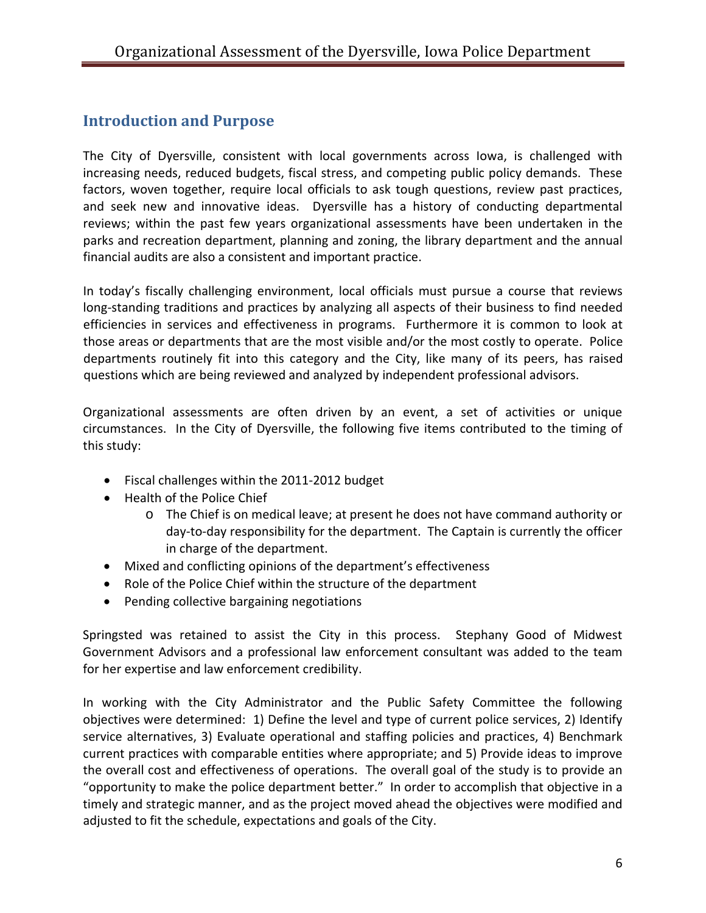## Introduction and Purpose

The City of Dyersville, consistent with local governments across Iowa, is challenged with increasing needs, reduced budgets, fiscal stress, and competing public policy demands. These factors, woven together, require local officials to ask tough questions, review past practices, and seek new and innovative ideas. Dyersville has a history of conducting departmental reviews; within the past few years organizational assessments have been undertaken in the parks and recreation department, planning and zoning, the library department and the annual financial audits are also a consistent and important practice.

In today's fiscally challenging environment, local officials must pursue a course that reviews long-standing traditions and practices by analyzing all aspects of their business to find needed efficiencies in services and effectiveness in programs. Furthermore it is common to look at those areas or departments that are the most visible and/or the most costly to operate. Police departments routinely fit into this category and the City, like many of its peers, has raised questions which are being reviewed and analyzed by independent professional advisors.

Organizational assessments are often driven by an event, a set of activities or unique circumstances. In the City of Dyersville, the following five items contributed to the timing of this study:

- Fiscal challenges within the 2011-2012 budget
- Health of the Police Chief
  - The Chief is on medical leave; at present he does not have command authority or day-to-day responsibility for the department. The Captain is currently the officer in charge of the department.
- Mixed and conflicting opinions of the department's effectiveness
- Role of the Police Chief within the structure of the department
- Pending collective bargaining negotiations

Springsted was retained to assist the City in this process. Stephany Good of Midwest Government Advisors and a professional law enforcement consultant was added to the team for her expertise and law enforcement credibility.

In working with the City Administrator and the Public Safety Committee the following objectives were determined: 1) Define the level and type of current police services, 2) Identify service alternatives, 3) Evaluate operational and staffing policies and practices, 4) Benchmark current practices with comparable entities where appropriate; and 5) Provide ideas to improve the overall cost and effectiveness of operations. The overall goal of the study is to provide an "opportunity to make the police department better." In order to accomplish that objective in a timely and strategic manner, and as the project moved ahead the objectives were modified and adjusted to fit the schedule, expectations and goals of the City.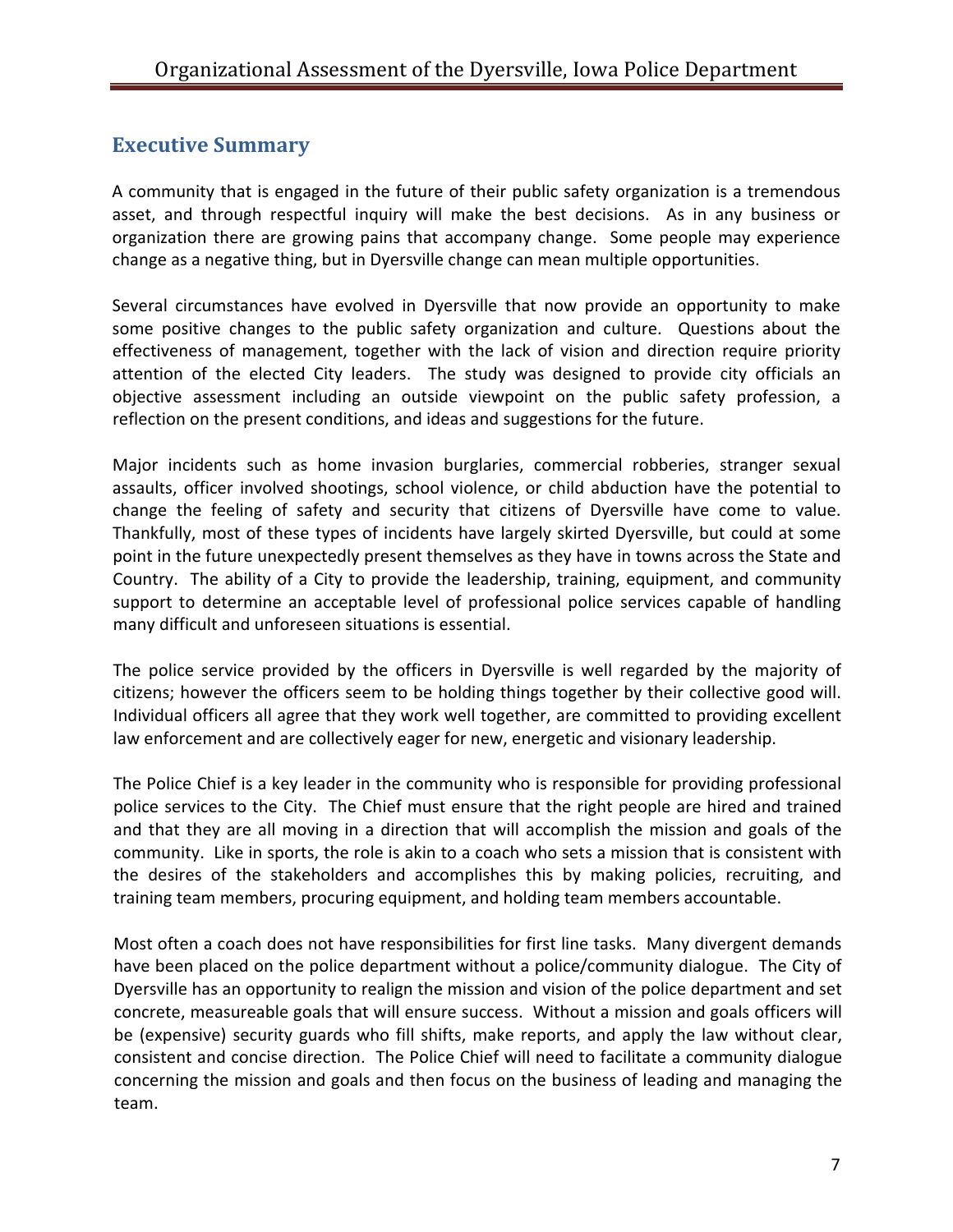## Executive Summary

A community that is engaged in the future of their public safety organization is a tremendous asset, and through respectful inquiry will make the best decisions. As in any business or organization there are growing pains that accompany change. Some people may experience change as a negative thing, but in Dyersville change can mean multiple opportunities.

Several circumstances have evolved in Dyersville that now provide an opportunity to make some positive changes to the public safety organization and culture. Questions about the effectiveness of management, together with the lack of vision and direction require priority attention of the elected City leaders. The study was designed to provide city officials an objective assessment including an outside viewpoint on the public safety profession, a reflection on the present conditions, and ideas and suggestions for the future.

Major incidents such as home invasion burglaries, commercial robberies, stranger sexual assaults, officer involved shootings, school violence, or child abduction have the potential to change the feeling of safety and security that citizens of Dyersville have come to value. Thankfully, most of these types of incidents have largely skirted Dyersville, but could at some point in the future unexpectedly present themselves as they have in towns across the State and Country. The ability of a City to provide the leadership, training, equipment, and community support to determine an acceptable level of professional police services capable of handling many difficult and unforeseen situations is essential.

The police service provided by the officers in Dyersville is well regarded by the majority of citizens; however the officers seem to be holding things together by their collective good will. Individual officers all agree that they work well together, are committed to providing excellent law enforcement and are collectively eager for new, energetic and visionary leadership.

The Police Chief is a key leader in the community who is responsible for providing professional police services to the City. The Chief must ensure that the right people are hired and trained and that they are all moving in a direction that will accomplish the mission and goals of the community. Like in sports, the role is akin to a coach who sets a mission that is consistent with the desires of the stakeholders and accomplishes this by making policies, recruiting, and training team members, procuring equipment, and holding team members accountable.

Most often a coach does not have responsibilities for first line tasks. Many divergent demands have been placed on the police department without a police/community dialogue. The City of Dyersville has an opportunity to realign the mission and vision of the police department and set concrete, measureable goals that will ensure success. Without a mission and goals officers will be (expensive) security guards who fill shifts, make reports, and apply the law without clear, consistent and concise direction. The Police Chief will need to facilitate a community dialogue concerning the mission and goals and then focus on the business of leading and managing the team.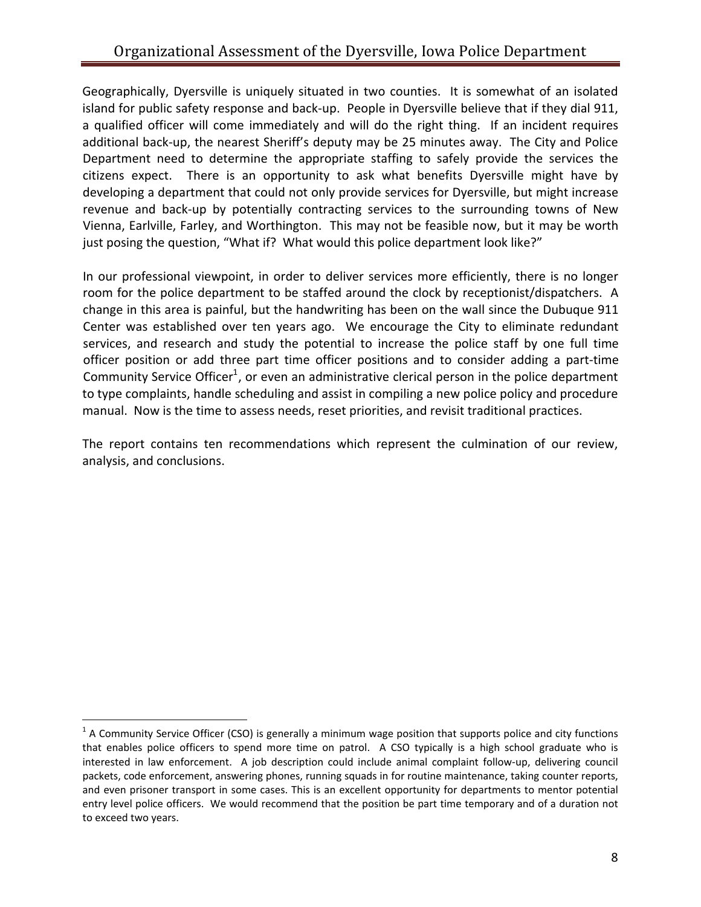Geographically, Dyersville is uniquely situated in two counties. It is somewhat of an isolated island for public safety response and back-up. People in Dyersville believe that if they dial 911, a qualified officer will come immediately and will do the right thing. If an incident requires additional back-up, the nearest Sheriff's deputy may be 25 minutes away. The City and Police Department need to determine the appropriate staffing to safely provide the services the citizens expect. There is an opportunity to ask what benefits Dyersville might have by developing a department that could not only provide services for Dyersville, but might increase revenue and back-up by potentially contracting services to the surrounding towns of New Vienna, Earlville, Farley, and Worthington. This may not be feasible now, but it may be worth just posing the question, "What if? What would this police department look like?"

In our professional viewpoint, in order to deliver services more efficiently, there is no longer room for the police department to be staffed around the clock by receptionist/dispatchers. A change in this area is painful, but the handwriting has been on the wall since the Dubuque 911 Center was established over ten years ago. We encourage the City to eliminate redundant services, and research and study the potential to increase the police staff by one full time officer position or add three part time officer positions and to consider adding a part-time Community Service Officer[1], or even an administrative clerical person in the police department to type complaints, handle scheduling and assist in compiling a new police policy and procedure manual. Now is the time to assess needs, reset priorities, and revisit traditional practices.

The report contains ten recommendations which represent the culmination of our review, analysis, and conclusions.

---

[1] A Community Service Officer (CSO) is generally a minimum wage position that supports police and city functions that enables police officers to spend more time on patrol. A CSO typically is a high school graduate who is interested in law enforcement. A job description could include animal complaint follow-up, delivering council packets, code enforcement, answering phones, running squads in for routine maintenance, taking counter reports, and even prisoner transport in some cases. This is an excellent opportunity for departments to mentor potential entry level police officers. We would recommend that the position be part time temporary and of a duration not to exceed two years.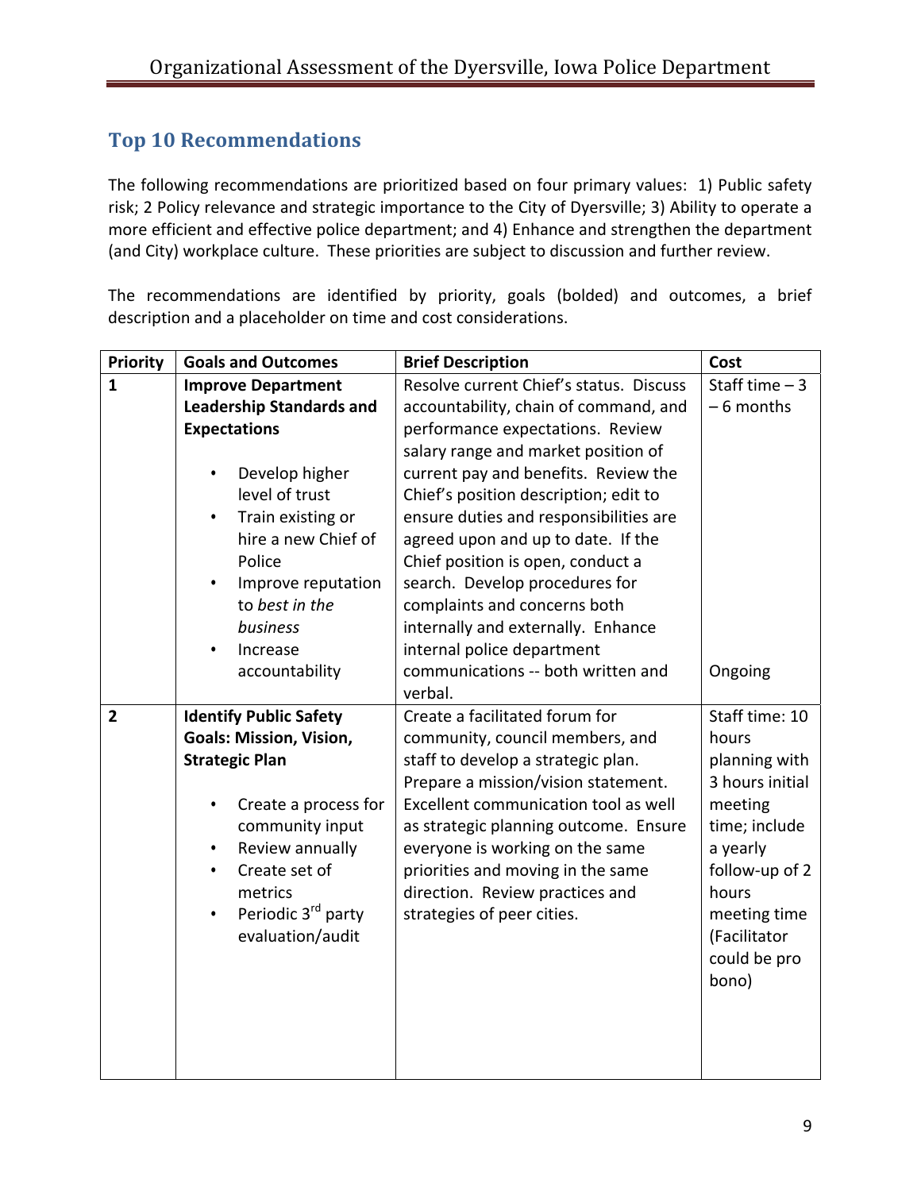## Top 10 Recommendations

The following recommendations are prioritized based on four primary values: 1) Public safety risk; 2 Policy relevance and strategic importance to the City of Dyersville; 3) Ability to operate a more efficient and effective police department; and 4) Enhance and strengthen the department (and City) workplace culture. These priorities are subject to discussion and further review.

The recommendations are identified by priority, goals (bolded) and outcomes, a brief description and a placeholder on time and cost considerations.

| Priority | Goals and Outcomes | Brief Description | Cost |
|---|---|---|---|
| 1 | **Improve Department Leadership Standards and Expectations**<br>• Develop higher level of trust<br>• Train existing or hire a new Chief of Police<br>• Improve reputation to *best in the business*<br>• Increase accountability | Resolve current Chief's status. Discuss accountability, chain of command, and performance expectations. Review salary range and market position of current pay and benefits. Review the Chief's position description; edit to ensure duties and responsibilities are agreed upon and up to date. If the Chief position is open, conduct a search. Develop procedures for complaints and concerns both internally and externally. Enhance internal police department communications -- both written and verbal. | Staff time – 3 – 6 months<br><br>Ongoing |
| 2 | **Identify Public Safety Goals: Mission, Vision, Strategic Plan**<br>• Create a process for community input<br>• Review annually<br>• Create set of metrics<br>• Periodic 3rd party evaluation/audit | Create a facilitated forum for community, council members, and staff to develop a strategic plan. Prepare a mission/vision statement. Excellent communication tool as well as strategic planning outcome. Ensure everyone is working on the same priorities and moving in the same direction. Review practices and strategies of peer cities. | Staff time: 10 hours planning with 3 hours initial meeting time; include a yearly follow-up of 2 hours meeting time (Facilitator could be pro bono) |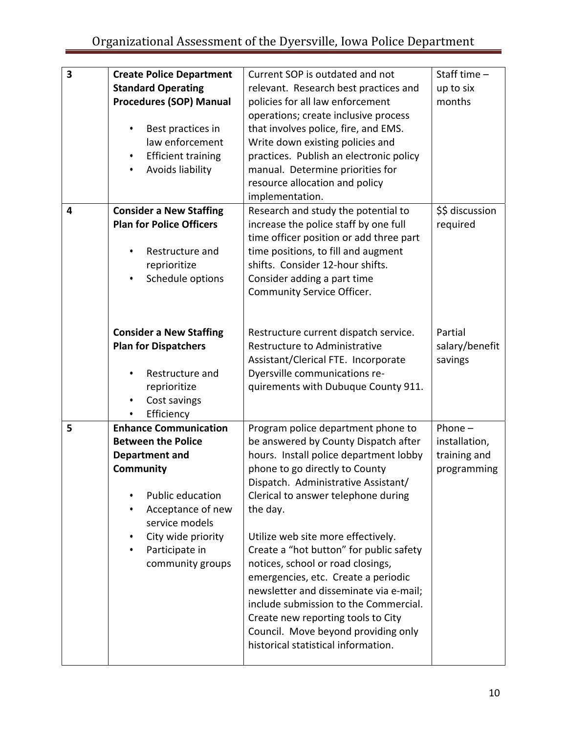| 3 | **Create Police Department Standard Operating Procedures (SOP) Manual**<br><br>• Best practices in law enforcement<br>• Efficient training<br>• Avoids liability | Current SOP is outdated and not relevant. Research best practices and policies for all law enforcement operations; create inclusive process that involves police, fire, and EMS. Write down existing policies and practices. Publish an electronic policy manual. Determine priorities for resource allocation and policy implementation. | Staff time – up to six months |
|---|---|---|---|
| 4 | **Consider a New Staffing Plan for Police Officers**<br><br>• Restructure and reprioritize<br>• Schedule options | Research and study the potential to increase the police staff by one full time officer position or add three part time positions, to fill and augment shifts. Consider 12-hour shifts. Consider adding a part time Community Service Officer. | $$ discussion required |
| | **Consider a New Staffing Plan for Dispatchers**<br><br>• Restructure and reprioritize<br>• Cost savings<br>• Efficiency | Restructure current dispatch service. Restructure to Administrative Assistant/Clerical FTE. Incorporate Dyersville communications requirements with Dubuque County 911. | Partial salary/benefit savings |
| 5 | **Enhance Communication Between the Police Department and Community**<br><br>• Public education<br>• Acceptance of new service models<br>• City wide priority<br>• Participate in community groups | Program police department phone to be answered by County Dispatch after hours. Install police department lobby phone to go directly to County Dispatch. Administrative Assistant/ Clerical to answer telephone during the day.<br><br>Utilize web site more effectively. Create a "hot button" for public safety notices, school or road closings, emergencies, etc. Create a periodic newsletter and disseminate via e-mail; include submission to the Commercial. Create new reporting tools to City Council. Move beyond providing only historical statistical information. | Phone – installation, training and programming |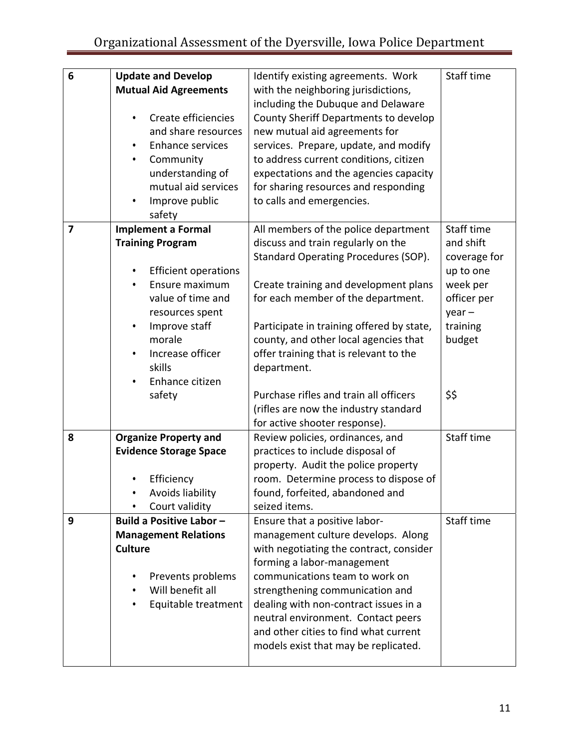| 6 | **Update and Develop Mutual Aid Agreements**<br><br>• Create efficiencies and share resources<br>• Enhance services<br>• Community understanding of mutual aid services<br>• Improve public safety | Identify existing agreements. Work with the neighboring jurisdictions, including the Dubuque and Delaware County Sheriff Departments to develop new mutual aid agreements for services. Prepare, update, and modify to address current conditions, citizen expectations and the agencies capacity for sharing resources and responding to calls and emergencies. | Staff time |
|---|---|---|---|
| 7 | **Implement a Formal Training Program**<br><br>• Efficient operations<br>• Ensure maximum value of time and resources spent<br>• Improve staff morale<br>• Increase officer skills<br>• Enhance citizen safety | All members of the police department discuss and train regularly on the Standard Operating Procedures (SOP).<br><br>Create training and development plans for each member of the department.<br><br>Participate in training offered by state, county, and other local agencies that offer training that is relevant to the department.<br><br>Purchase rifles and train all officers (rifles are now the industry standard for active shooter response). | Staff time and shift coverage for up to one week per officer per year – training budget<br><br>$$ |
| 8 | **Organize Property and Evidence Storage Space**<br><br>• Efficiency<br>• Avoids liability<br>• Court validity | Review policies, ordinances, and practices to include disposal of property. Audit the police property room. Determine process to dispose of found, forfeited, abandoned and seized items. | Staff time |
| 9 | **Build a Positive Labor – Management Relations Culture**<br><br>• Prevents problems<br>• Will benefit all<br>• Equitable treatment | Ensure that a positive labor-management culture develops. Along with negotiating the contract, consider forming a labor-management communications team to work on strengthening communication and dealing with non-contract issues in a neutral environment. Contact peers and other cities to find what current models exist that may be replicated. | Staff time |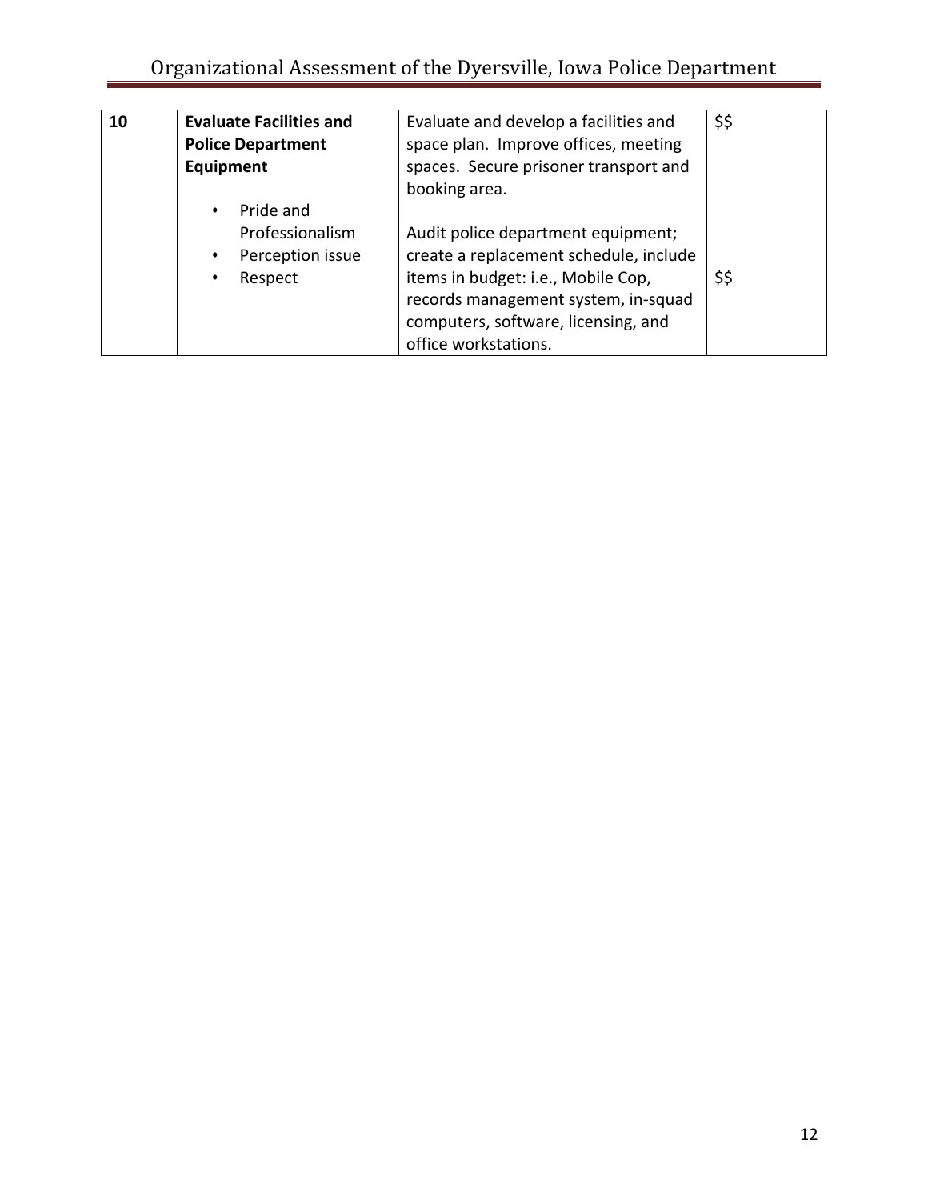| 10 | **Evaluate Facilities and Police Department Equipment**<br><br>• Pride and Professionalism<br>• Perception issue<br>• Respect | Evaluate and develop a facilities and space plan. Improve offices, meeting spaces. Secure prisoner transport and booking area.<br><br>Audit police department equipment; create a replacement schedule, include items in budget: i.e., Mobile Cop, records management system, in-squad computers, software, licensing, and office workstations. | $$<br><br><br><br><br>$$ |
|---|---|---|---|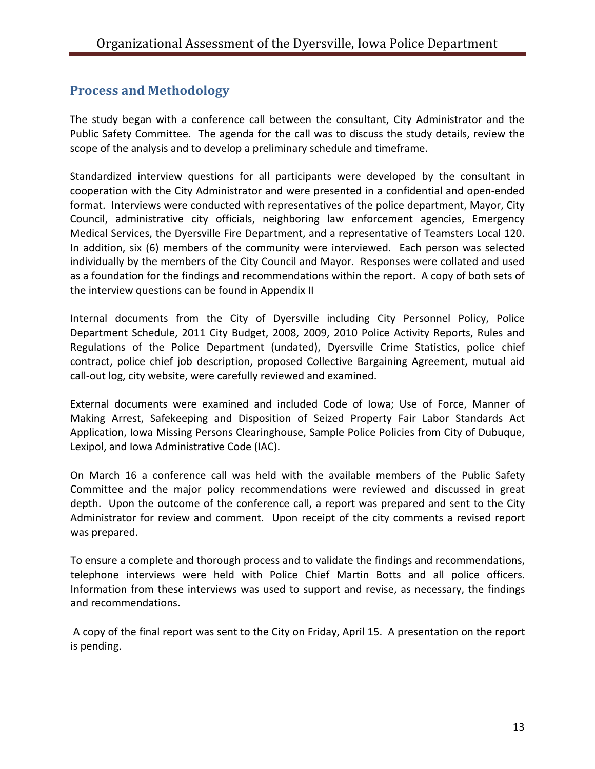## Process and Methodology

The study began with a conference call between the consultant, City Administrator and the Public Safety Committee. The agenda for the call was to discuss the study details, review the scope of the analysis and to develop a preliminary schedule and timeframe.

Standardized interview questions for all participants were developed by the consultant in cooperation with the City Administrator and were presented in a confidential and open-ended format. Interviews were conducted with representatives of the police department, Mayor, City Council, administrative city officials, neighboring law enforcement agencies, Emergency Medical Services, the Dyersville Fire Department, and a representative of Teamsters Local 120. In addition, six (6) members of the community were interviewed. Each person was selected individually by the members of the City Council and Mayor. Responses were collated and used as a foundation for the findings and recommendations within the report. A copy of both sets of the interview questions can be found in Appendix II

Internal documents from the City of Dyersville including City Personnel Policy, Police Department Schedule, 2011 City Budget, 2008, 2009, 2010 Police Activity Reports, Rules and Regulations of the Police Department (undated), Dyersville Crime Statistics, police chief contract, police chief job description, proposed Collective Bargaining Agreement, mutual aid call-out log, city website, were carefully reviewed and examined.

External documents were examined and included Code of Iowa; Use of Force, Manner of Making Arrest, Safekeeping and Disposition of Seized Property Fair Labor Standards Act Application, Iowa Missing Persons Clearinghouse, Sample Police Policies from City of Dubuque, Lexipol, and Iowa Administrative Code (IAC).

On March 16 a conference call was held with the available members of the Public Safety Committee and the major policy recommendations were reviewed and discussed in great depth. Upon the outcome of the conference call, a report was prepared and sent to the City Administrator for review and comment. Upon receipt of the city comments a revised report was prepared.

To ensure a complete and thorough process and to validate the findings and recommendations, telephone interviews were held with Police Chief Martin Botts and all police officers. Information from these interviews was used to support and revise, as necessary, the findings and recommendations.

A copy of the final report was sent to the City on Friday, April 15. A presentation on the report is pending.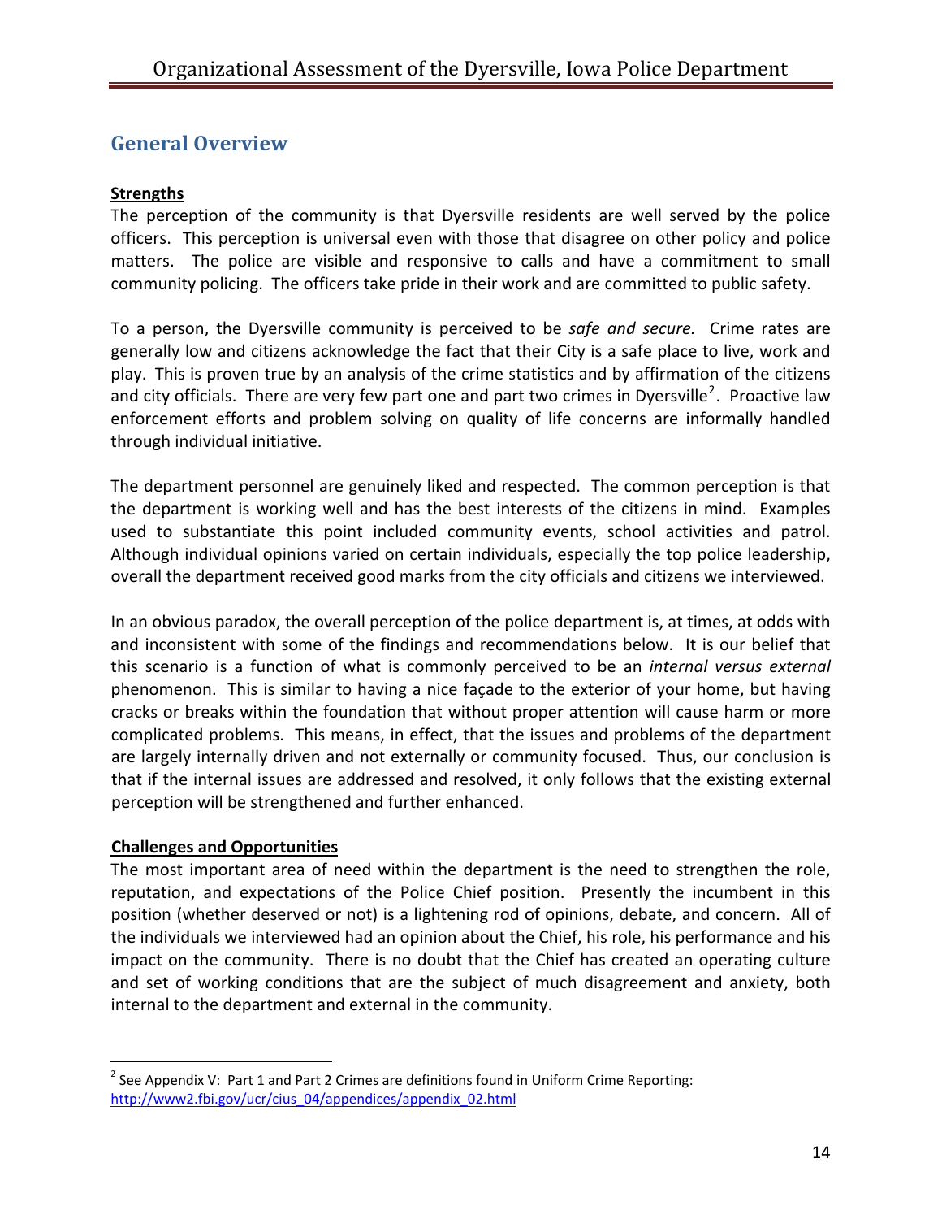## General Overview

**Strengths**

The perception of the community is that Dyersville residents are well served by the police officers. This perception is universal even with those that disagree on other policy and police matters. The police are visible and responsive to calls and have a commitment to small community policing. The officers take pride in their work and are committed to public safety.

To a person, the Dyersville community is perceived to be *safe and secure.* Crime rates are generally low and citizens acknowledge the fact that their City is a safe place to live, work and play. This is proven true by an analysis of the crime statistics and by affirmation of the citizens and city officials. There are very few part one and part two crimes in Dyersville[2]. Proactive law enforcement efforts and problem solving on quality of life concerns are informally handled through individual initiative.

The department personnel are genuinely liked and respected. The common perception is that the department is working well and has the best interests of the citizens in mind. Examples used to substantiate this point included community events, school activities and patrol. Although individual opinions varied on certain individuals, especially the top police leadership, overall the department received good marks from the city officials and citizens we interviewed.

In an obvious paradox, the overall perception of the police department is, at times, at odds with and inconsistent with some of the findings and recommendations below. It is our belief that this scenario is a function of what is commonly perceived to be an *internal versus external* phenomenon. This is similar to having a nice façade to the exterior of your home, but having cracks or breaks within the foundation that without proper attention will cause harm or more complicated problems. This means, in effect, that the issues and problems of the department are largely internally driven and not externally or community focused. Thus, our conclusion is that if the internal issues are addressed and resolved, it only follows that the existing external perception will be strengthened and further enhanced.

**Challenges and Opportunities**

The most important area of need within the department is the need to strengthen the role, reputation, and expectations of the Police Chief position. Presently the incumbent in this position (whether deserved or not) is a lightening rod of opinions, debate, and concern. All of the individuals we interviewed had an opinion about the Chief, his role, his performance and his impact on the community. There is no doubt that the Chief has created an operating culture and set of working conditions that are the subject of much disagreement and anxiety, both internal to the department and external in the community.

---

[2] See Appendix V: Part 1 and Part 2 Crimes are definitions found in Uniform Crime Reporting: http://www2.fbi.gov/ucr/cius_04/appendices/appendix_02.html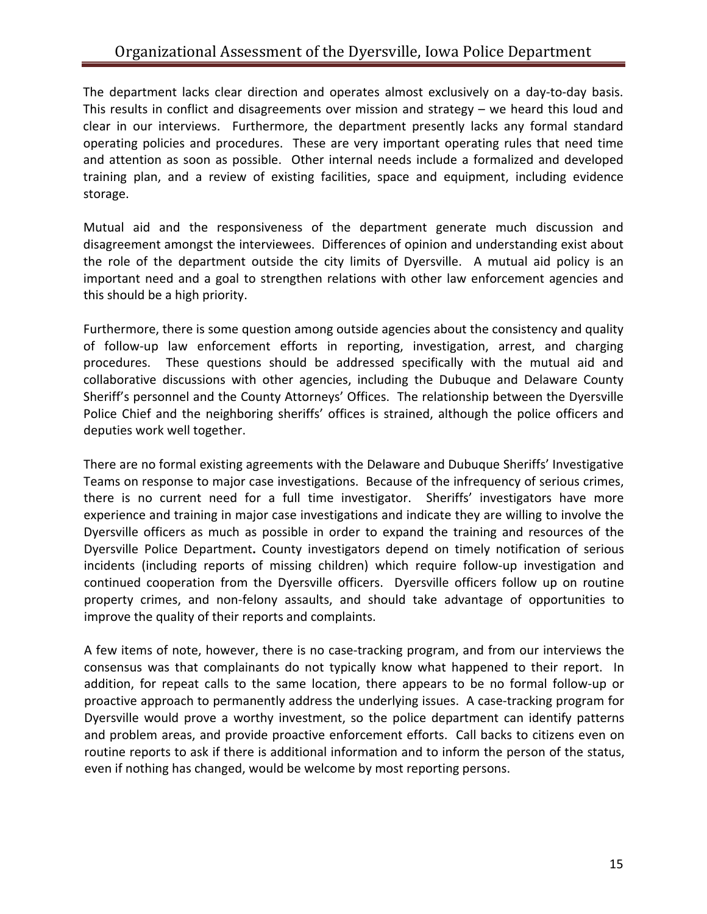The department lacks clear direction and operates almost exclusively on a day-to-day basis. This results in conflict and disagreements over mission and strategy – we heard this loud and clear in our interviews. Furthermore, the department presently lacks any formal standard operating policies and procedures. These are very important operating rules that need time and attention as soon as possible. Other internal needs include a formalized and developed training plan, and a review of existing facilities, space and equipment, including evidence storage.

Mutual aid and the responsiveness of the department generate much discussion and disagreement amongst the interviewees. Differences of opinion and understanding exist about the role of the department outside the city limits of Dyersville. A mutual aid policy is an important need and a goal to strengthen relations with other law enforcement agencies and this should be a high priority.

Furthermore, there is some question among outside agencies about the consistency and quality of follow-up law enforcement efforts in reporting, investigation, arrest, and charging procedures. These questions should be addressed specifically with the mutual aid and collaborative discussions with other agencies, including the Dubuque and Delaware County Sheriff's personnel and the County Attorneys' Offices. The relationship between the Dyersville Police Chief and the neighboring sheriffs' offices is strained, although the police officers and deputies work well together.

There are no formal existing agreements with the Delaware and Dubuque Sheriffs' Investigative Teams on response to major case investigations. Because of the infrequency of serious crimes, there is no current need for a full time investigator. Sheriffs' investigators have more experience and training in major case investigations and indicate they are willing to involve the Dyersville officers as much as possible in order to expand the training and resources of the Dyersville Police Department. County investigators depend on timely notification of serious incidents (including reports of missing children) which require follow-up investigation and continued cooperation from the Dyersville officers. Dyersville officers follow up on routine property crimes, and non-felony assaults, and should take advantage of opportunities to improve the quality of their reports and complaints.

A few items of note, however, there is no case-tracking program, and from our interviews the consensus was that complainants do not typically know what happened to their report. In addition, for repeat calls to the same location, there appears to be no formal follow-up or proactive approach to permanently address the underlying issues. A case-tracking program for Dyersville would prove a worthy investment, so the police department can identify patterns and problem areas, and provide proactive enforcement efforts. Call backs to citizens even on routine reports to ask if there is additional information and to inform the person of the status, even if nothing has changed, would be welcome by most reporting persons.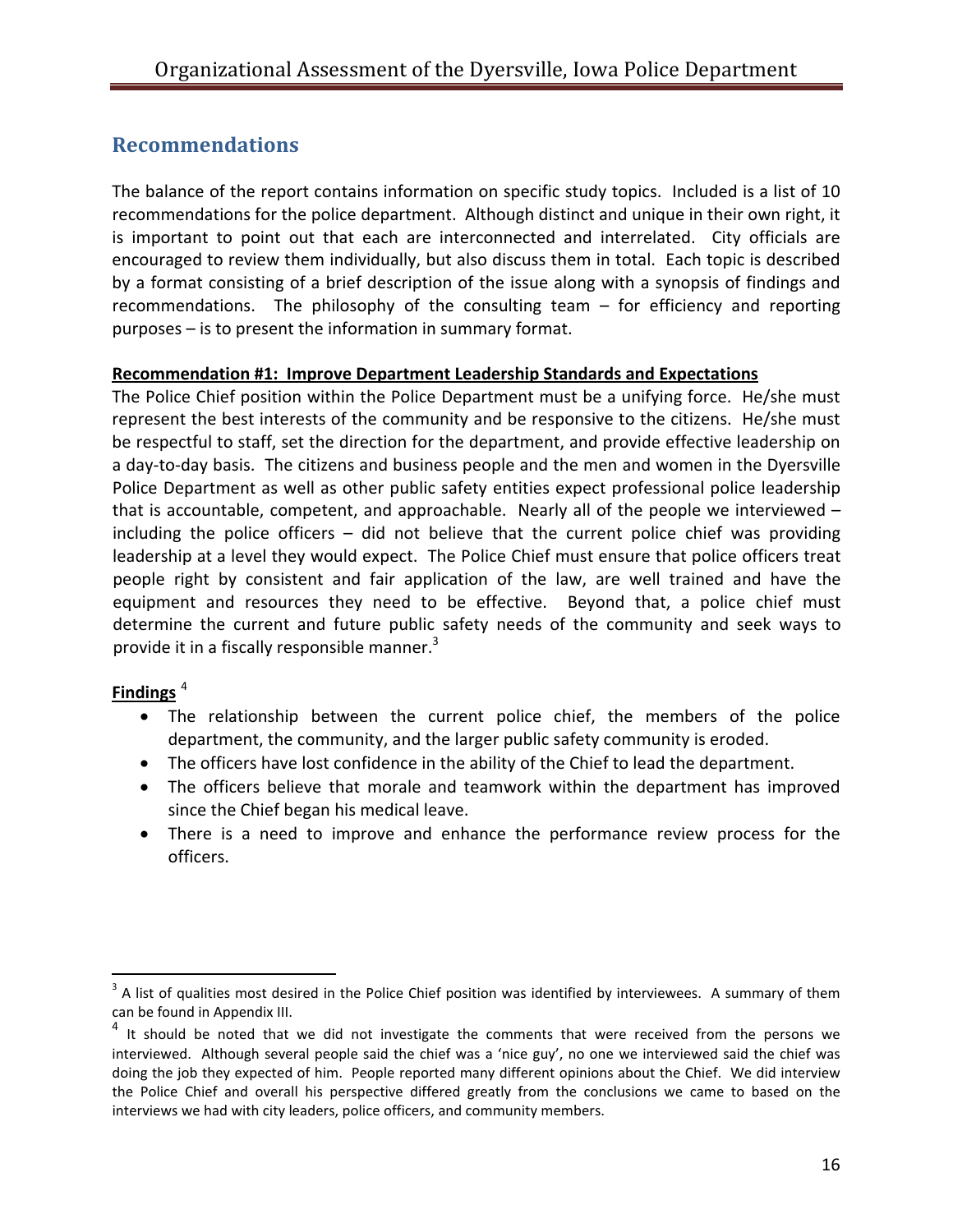## Recommendations

The balance of the report contains information on specific study topics. Included is a list of 10 recommendations for the police department. Although distinct and unique in their own right, it is important to point out that each are interconnected and interrelated. City officials are encouraged to review them individually, but also discuss them in total. Each topic is described by a format consisting of a brief description of the issue along with a synopsis of findings and recommendations. The philosophy of the consulting team – for efficiency and reporting purposes – is to present the information in summary format.

**Recommendation #1: Improve Department Leadership Standards and Expectations**

The Police Chief position within the Police Department must be a unifying force. He/she must represent the best interests of the community and be responsive to the citizens. He/she must be respectful to staff, set the direction for the department, and provide effective leadership on a day-to-day basis. The citizens and business people and the men and women in the Dyersville Police Department as well as other public safety entities expect professional police leadership that is accountable, competent, and approachable. Nearly all of the people we interviewed – including the police officers – did not believe that the current police chief was providing leadership at a level they would expect. The Police Chief must ensure that police officers treat people right by consistent and fair application of the law, are well trained and have the equipment and resources they need to be effective. Beyond that, a police chief must determine the current and future public safety needs of the community and seek ways to provide it in a fiscally responsible manner.[3]

**Findings** [4]

- The relationship between the current police chief, the members of the police department, the community, and the larger public safety community is eroded.
- The officers have lost confidence in the ability of the Chief to lead the department.
- The officers believe that morale and teamwork within the department has improved since the Chief began his medical leave.
- There is a need to improve and enhance the performance review process for the officers.

---

[3] A list of qualities most desired in the Police Chief position was identified by interviewees. A summary of them can be found in Appendix III.

[4] It should be noted that we did not investigate the comments that were received from the persons we interviewed. Although several people said the chief was a 'nice guy', no one we interviewed said the chief was doing the job they expected of him. People reported many different opinions about the Chief. We did interview the Police Chief and overall his perspective differed greatly from the conclusions we came to based on the interviews we had with city leaders, police officers, and community members.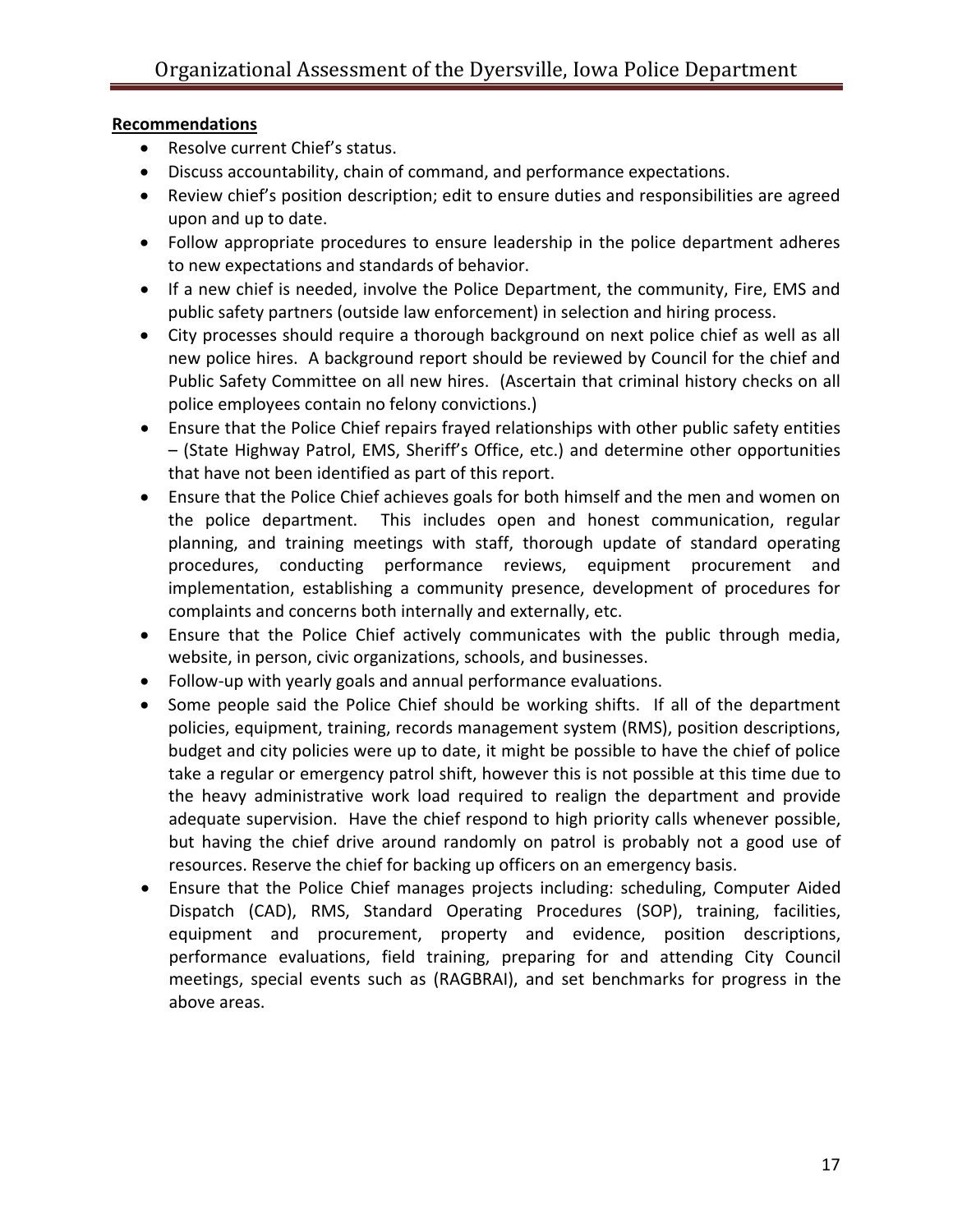**Recommendations**

- Resolve current Chief's status.
- Discuss accountability, chain of command, and performance expectations.
- Review chief's position description; edit to ensure duties and responsibilities are agreed upon and up to date.
- Follow appropriate procedures to ensure leadership in the police department adheres to new expectations and standards of behavior.
- If a new chief is needed, involve the Police Department, the community, Fire, EMS and public safety partners (outside law enforcement) in selection and hiring process.
- City processes should require a thorough background on next police chief as well as all new police hires. A background report should be reviewed by Council for the chief and Public Safety Committee on all new hires. (Ascertain that criminal history checks on all police employees contain no felony convictions.)
- Ensure that the Police Chief repairs frayed relationships with other public safety entities – (State Highway Patrol, EMS, Sheriff's Office, etc.) and determine other opportunities that have not been identified as part of this report.
- Ensure that the Police Chief achieves goals for both himself and the men and women on the police department. This includes open and honest communication, regular planning, and training meetings with staff, thorough update of standard operating procedures, conducting performance reviews, equipment procurement and implementation, establishing a community presence, development of procedures for complaints and concerns both internally and externally, etc.
- Ensure that the Police Chief actively communicates with the public through media, website, in person, civic organizations, schools, and businesses.
- Follow-up with yearly goals and annual performance evaluations.
- Some people said the Police Chief should be working shifts. If all of the department policies, equipment, training, records management system (RMS), position descriptions, budget and city policies were up to date, it might be possible to have the chief of police take a regular or emergency patrol shift, however this is not possible at this time due to the heavy administrative work load required to realign the department and provide adequate supervision. Have the chief respond to high priority calls whenever possible, but having the chief drive around randomly on patrol is probably not a good use of resources. Reserve the chief for backing up officers on an emergency basis.
- Ensure that the Police Chief manages projects including: scheduling, Computer Aided Dispatch (CAD), RMS, Standard Operating Procedures (SOP), training, facilities, equipment and procurement, property and evidence, position descriptions, performance evaluations, field training, preparing for and attending City Council meetings, special events such as (RAGBRAI), and set benchmarks for progress in the above areas.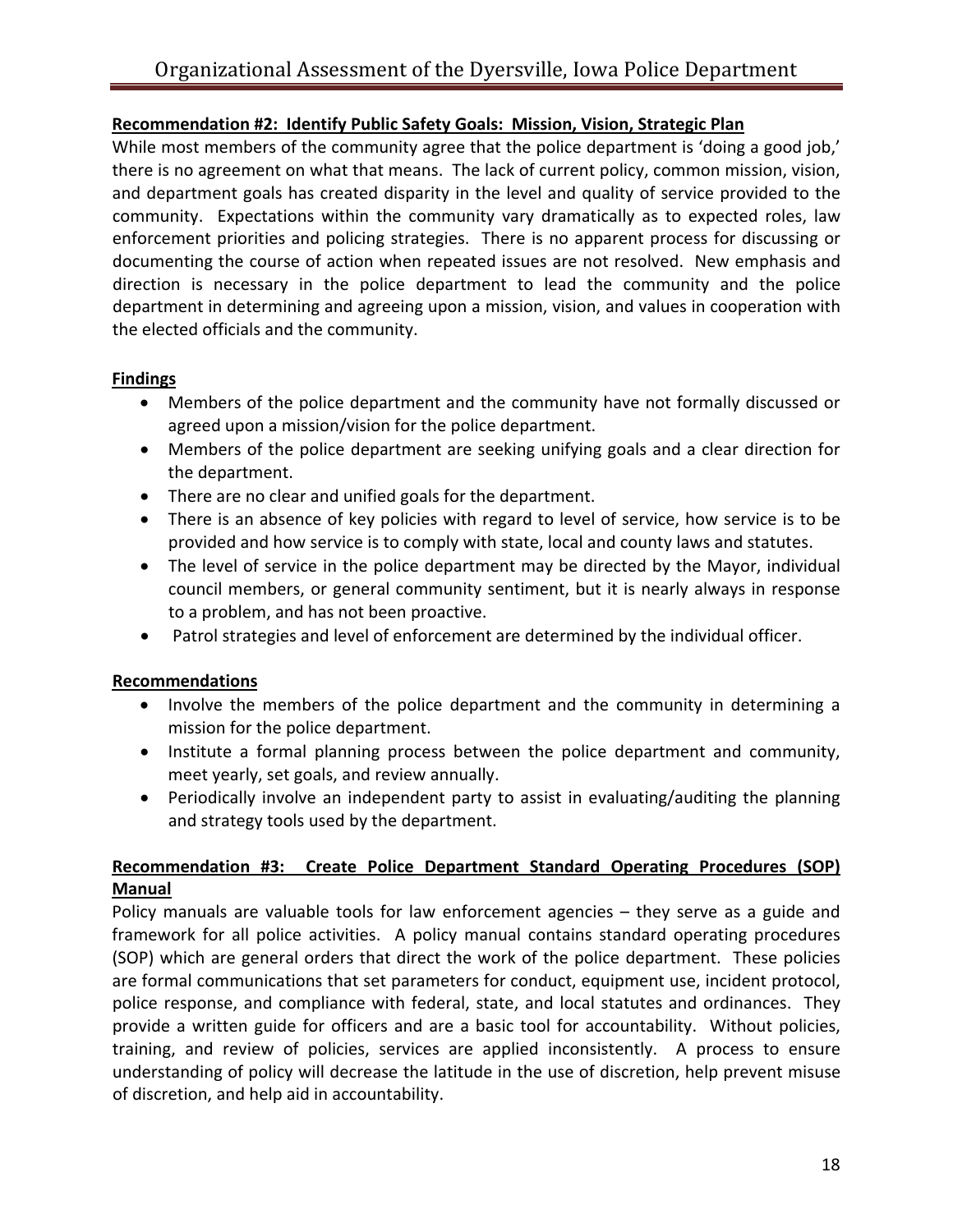**Recommendation #2: Identify Public Safety Goals: Mission, Vision, Strategic Plan**

While most members of the community agree that the police department is 'doing a good job,' there is no agreement on what that means. The lack of current policy, common mission, vision, and department goals has created disparity in the level and quality of service provided to the community. Expectations within the community vary dramatically as to expected roles, law enforcement priorities and policing strategies. There is no apparent process for discussing or documenting the course of action when repeated issues are not resolved. New emphasis and direction is necessary in the police department to lead the community and the police department in determining and agreeing upon a mission, vision, and values in cooperation with the elected officials and the community.

**Findings**

- Members of the police department and the community have not formally discussed or agreed upon a mission/vision for the police department.
- Members of the police department are seeking unifying goals and a clear direction for the department.
- There are no clear and unified goals for the department.
- There is an absence of key policies with regard to level of service, how service is to be provided and how service is to comply with state, local and county laws and statutes.
- The level of service in the police department may be directed by the Mayor, individual council members, or general community sentiment, but it is nearly always in response to a problem, and has not been proactive.
- Patrol strategies and level of enforcement are determined by the individual officer.

**Recommendations**

- Involve the members of the police department and the community in determining a mission for the police department.
- Institute a formal planning process between the police department and community, meet yearly, set goals, and review annually.
- Periodically involve an independent party to assist in evaluating/auditing the planning and strategy tools used by the department.

**Recommendation #3: Create Police Department Standard Operating Procedures (SOP) Manual**

Policy manuals are valuable tools for law enforcement agencies – they serve as a guide and framework for all police activities. A policy manual contains standard operating procedures (SOP) which are general orders that direct the work of the police department. These policies are formal communications that set parameters for conduct, equipment use, incident protocol, police response, and compliance with federal, state, and local statutes and ordinances. They provide a written guide for officers and are a basic tool for accountability. Without policies, training, and review of policies, services are applied inconsistently. A process to ensure understanding of policy will decrease the latitude in the use of discretion, help prevent misuse of discretion, and help aid in accountability.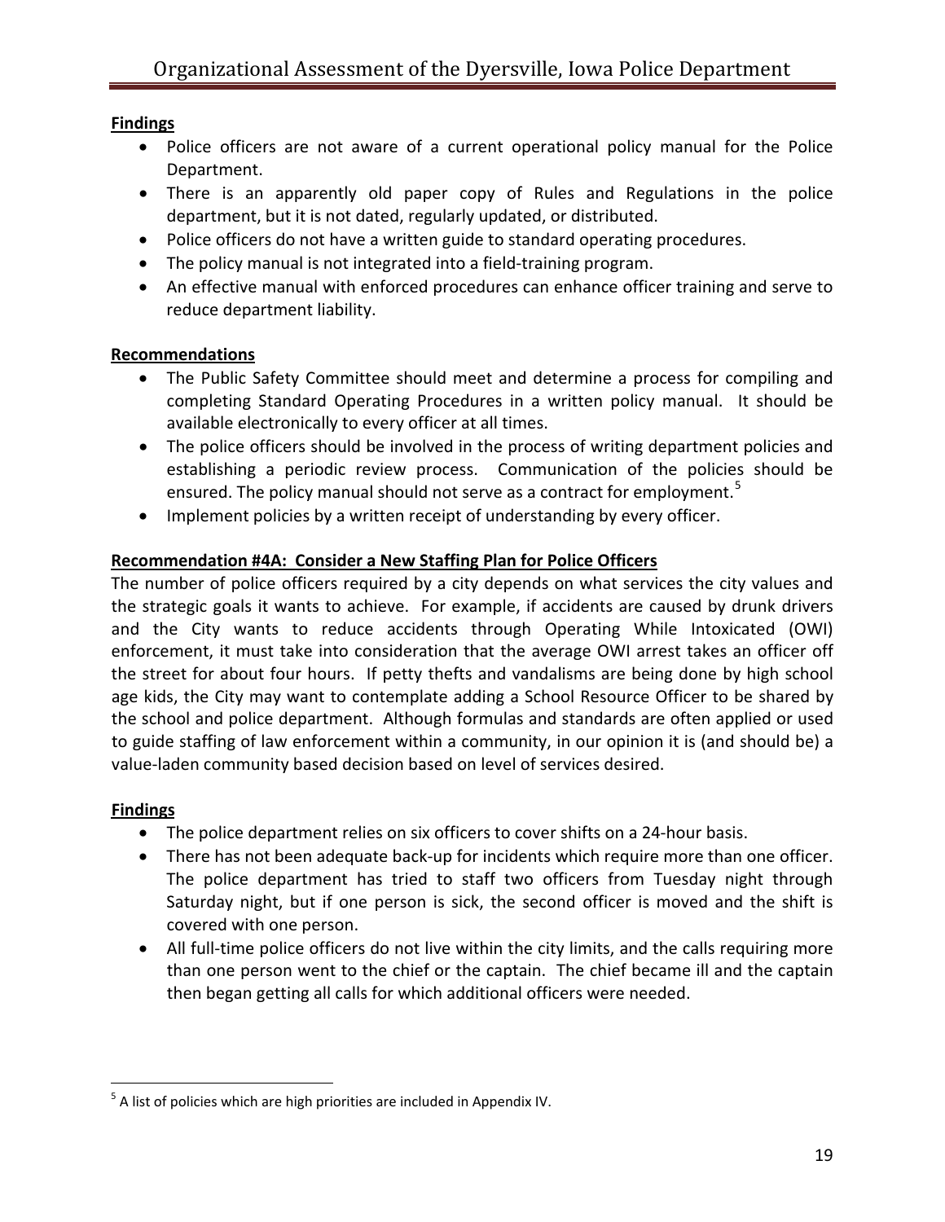**Findings**

- Police officers are not aware of a current operational policy manual for the Police Department.
- There is an apparently old paper copy of Rules and Regulations in the police department, but it is not dated, regularly updated, or distributed.
- Police officers do not have a written guide to standard operating procedures.
- The policy manual is not integrated into a field-training program.
- An effective manual with enforced procedures can enhance officer training and serve to reduce department liability.

**Recommendations**

- The Public Safety Committee should meet and determine a process for compiling and completing Standard Operating Procedures in a written policy manual. It should be available electronically to every officer at all times.
- The police officers should be involved in the process of writing department policies and establishing a periodic review process. Communication of the policies should be ensured. The policy manual should not serve as a contract for employment.[5]
- Implement policies by a written receipt of understanding by every officer.

**Recommendation #4A: Consider a New Staffing Plan for Police Officers**

The number of police officers required by a city depends on what services the city values and the strategic goals it wants to achieve. For example, if accidents are caused by drunk drivers and the City wants to reduce accidents through Operating While Intoxicated (OWI) enforcement, it must take into consideration that the average OWI arrest takes an officer off the street for about four hours. If petty thefts and vandalisms are being done by high school age kids, the City may want to contemplate adding a School Resource Officer to be shared by the school and police department. Although formulas and standards are often applied or used to guide staffing of law enforcement within a community, in our opinion it is (and should be) a value-laden community based decision based on level of services desired.

**Findings**

- The police department relies on six officers to cover shifts on a 24-hour basis.
- There has not been adequate back-up for incidents which require more than one officer. The police department has tried to staff two officers from Tuesday night through Saturday night, but if one person is sick, the second officer is moved and the shift is covered with one person.
- All full-time police officers do not live within the city limits, and the calls requiring more than one person went to the chief or the captain. The chief became ill and the captain then began getting all calls for which additional officers were needed.

---

[5] A list of policies which are high priorities are included in Appendix IV.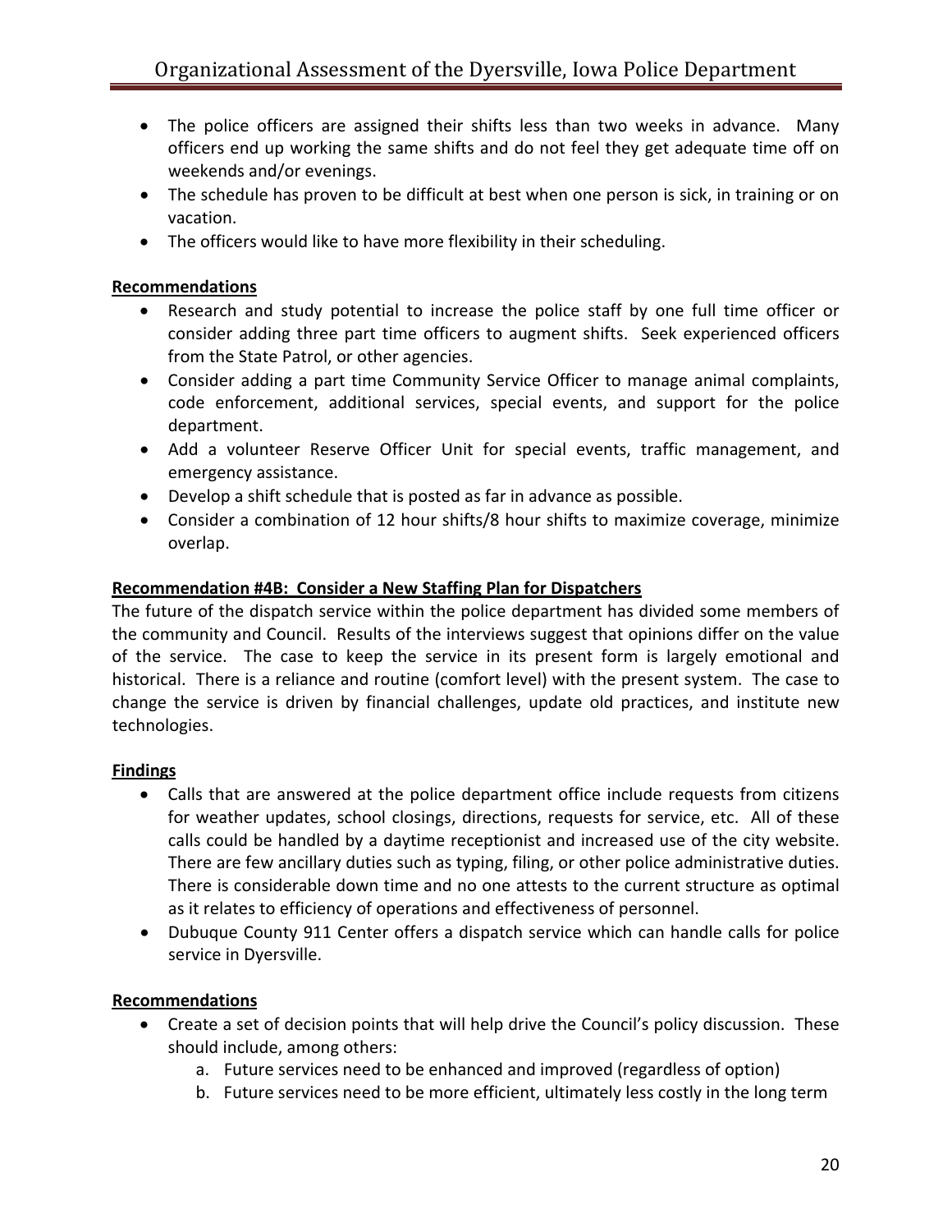- The police officers are assigned their shifts less than two weeks in advance. Many officers end up working the same shifts and do not feel they get adequate time off on weekends and/or evenings.
- The schedule has proven to be difficult at best when one person is sick, in training or on vacation.
- The officers would like to have more flexibility in their scheduling.

**Recommendations**

- Research and study potential to increase the police staff by one full time officer or consider adding three part time officers to augment shifts. Seek experienced officers from the State Patrol, or other agencies.
- Consider adding a part time Community Service Officer to manage animal complaints, code enforcement, additional services, special events, and support for the police department.
- Add a volunteer Reserve Officer Unit for special events, traffic management, and emergency assistance.
- Develop a shift schedule that is posted as far in advance as possible.
- Consider a combination of 12 hour shifts/8 hour shifts to maximize coverage, minimize overlap.

**Recommendation #4B: Consider a New Staffing Plan for Dispatchers**

The future of the dispatch service within the police department has divided some members of the community and Council. Results of the interviews suggest that opinions differ on the value of the service. The case to keep the service in its present form is largely emotional and historical. There is a reliance and routine (comfort level) with the present system. The case to change the service is driven by financial challenges, update old practices, and institute new technologies.

**Findings**

- Calls that are answered at the police department office include requests from citizens for weather updates, school closings, directions, requests for service, etc. All of these calls could be handled by a daytime receptionist and increased use of the city website. There are few ancillary duties such as typing, filing, or other police administrative duties. There is considerable down time and no one attests to the current structure as optimal as it relates to efficiency of operations and effectiveness of personnel.
- Dubuque County 911 Center offers a dispatch service which can handle calls for police service in Dyersville.

**Recommendations**

- Create a set of decision points that will help drive the Council's policy discussion. These should include, among others:
    a. Future services need to be enhanced and improved (regardless of option)
    b. Future services need to be more efficient, ultimately less costly in the long term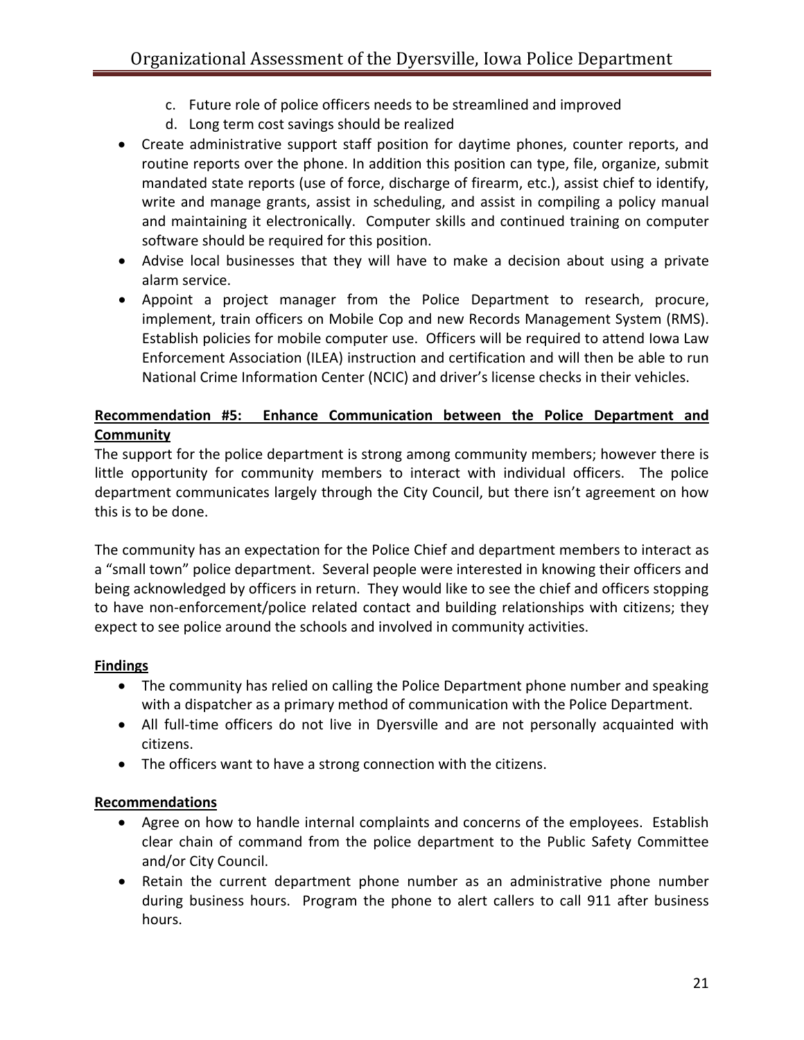c. Future role of police officers needs to be streamlined and improved
   d. Long term cost savings should be realized

- Create administrative support staff position for daytime phones, counter reports, and routine reports over the phone. In addition this position can type, file, organize, submit mandated state reports (use of force, discharge of firearm, etc.), assist chief to identify, write and manage grants, assist in scheduling, and assist in compiling a policy manual and maintaining it electronically. Computer skills and continued training on computer software should be required for this position.
- Advise local businesses that they will have to make a decision about using a private alarm service.
- Appoint a project manager from the Police Department to research, procure, implement, train officers on Mobile Cop and new Records Management System (RMS). Establish policies for mobile computer use. Officers will be required to attend Iowa Law Enforcement Association (ILEA) instruction and certification and will then be able to run National Crime Information Center (NCIC) and driver's license checks in their vehicles.

**Recommendation #5: Enhance Communication between the Police Department and Community**

The support for the police department is strong among community members; however there is little opportunity for community members to interact with individual officers. The police department communicates largely through the City Council, but there isn't agreement on how this is to be done.

The community has an expectation for the Police Chief and department members to interact as a "small town" police department. Several people were interested in knowing their officers and being acknowledged by officers in return. They would like to see the chief and officers stopping to have non-enforcement/police related contact and building relationships with citizens; they expect to see police around the schools and involved in community activities.

**Findings**

- The community has relied on calling the Police Department phone number and speaking with a dispatcher as a primary method of communication with the Police Department.
- All full-time officers do not live in Dyersville and are not personally acquainted with citizens.
- The officers want to have a strong connection with the citizens.

**Recommendations**

- Agree on how to handle internal complaints and concerns of the employees. Establish clear chain of command from the police department to the Public Safety Committee and/or City Council.
- Retain the current department phone number as an administrative phone number during business hours. Program the phone to alert callers to call 911 after business hours.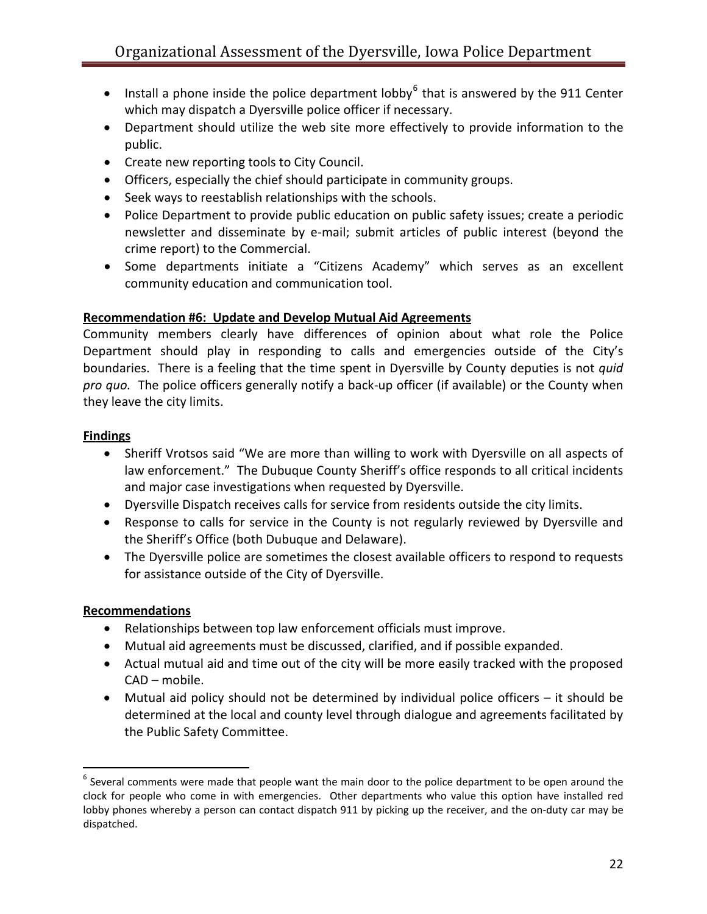- Install a phone inside the police department lobby[6] that is answered by the 911 Center which may dispatch a Dyersville police officer if necessary.
- Department should utilize the web site more effectively to provide information to the public.
- Create new reporting tools to City Council.
- Officers, especially the chief should participate in community groups.
- Seek ways to reestablish relationships with the schools.
- Police Department to provide public education on public safety issues; create a periodic newsletter and disseminate by e-mail; submit articles of public interest (beyond the crime report) to the Commercial.
- Some departments initiate a "Citizens Academy" which serves as an excellent community education and communication tool.

**Recommendation #6: Update and Develop Mutual Aid Agreements**

Community members clearly have differences of opinion about what role the Police Department should play in responding to calls and emergencies outside of the City's boundaries. There is a feeling that the time spent in Dyersville by County deputies is not *quid pro quo.* The police officers generally notify a back-up officer (if available) or the County when they leave the city limits.

**Findings**

- Sheriff Vrotsos said "We are more than willing to work with Dyersville on all aspects of law enforcement." The Dubuque County Sheriff's office responds to all critical incidents and major case investigations when requested by Dyersville.
- Dyersville Dispatch receives calls for service from residents outside the city limits.
- Response to calls for service in the County is not regularly reviewed by Dyersville and the Sheriff's Office (both Dubuque and Delaware).
- The Dyersville police are sometimes the closest available officers to respond to requests for assistance outside of the City of Dyersville.

**Recommendations**

- Relationships between top law enforcement officials must improve.
- Mutual aid agreements must be discussed, clarified, and if possible expanded.
- Actual mutual aid and time out of the city will be more easily tracked with the proposed CAD – mobile.
- Mutual aid policy should not be determined by individual police officers – it should be determined at the local and county level through dialogue and agreements facilitated by the Public Safety Committee.

[6] Several comments were made that people want the main door to the police department to be open around the clock for people who come in with emergencies. Other departments who value this option have installed red lobby phones whereby a person can contact dispatch 911 by picking up the receiver, and the on-duty car may be dispatched.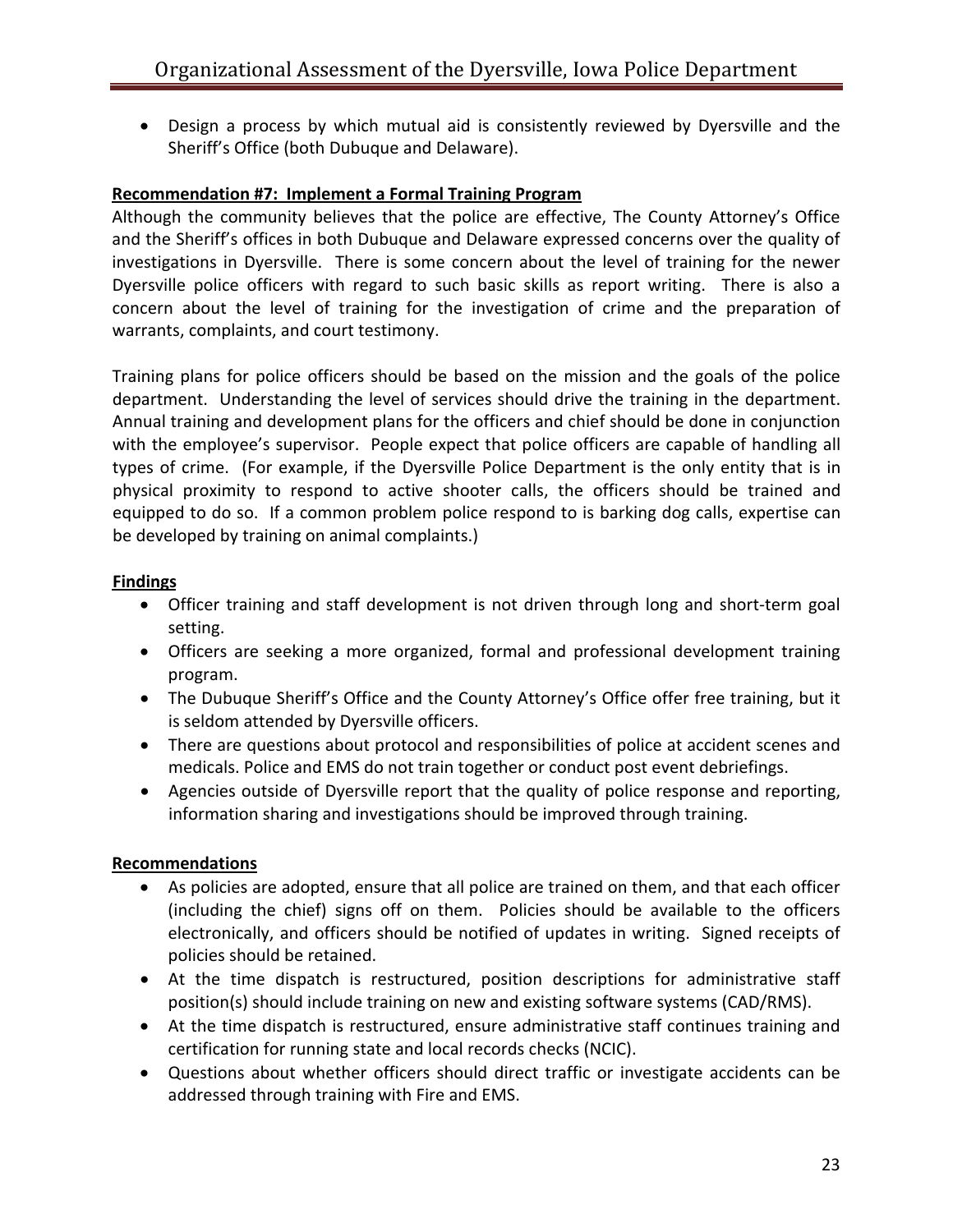- Design a process by which mutual aid is consistently reviewed by Dyersville and the Sheriff's Office (both Dubuque and Delaware).

**Recommendation #7: Implement a Formal Training Program**

Although the community believes that the police are effective, The County Attorney's Office and the Sheriff's offices in both Dubuque and Delaware expressed concerns over the quality of investigations in Dyersville. There is some concern about the level of training for the newer Dyersville police officers with regard to such basic skills as report writing. There is also a concern about the level of training for the investigation of crime and the preparation of warrants, complaints, and court testimony.

Training plans for police officers should be based on the mission and the goals of the police department. Understanding the level of services should drive the training in the department. Annual training and development plans for the officers and chief should be done in conjunction with the employee's supervisor. People expect that police officers are capable of handling all types of crime. (For example, if the Dyersville Police Department is the only entity that is in physical proximity to respond to active shooter calls, the officers should be trained and equipped to do so. If a common problem police respond to is barking dog calls, expertise can be developed by training on animal complaints.)

**Findings**

- Officer training and staff development is not driven through long and short-term goal setting.
- Officers are seeking a more organized, formal and professional development training program.
- The Dubuque Sheriff's Office and the County Attorney's Office offer free training, but it is seldom attended by Dyersville officers.
- There are questions about protocol and responsibilities of police at accident scenes and medicals. Police and EMS do not train together or conduct post event debriefings.
- Agencies outside of Dyersville report that the quality of police response and reporting, information sharing and investigations should be improved through training.

**Recommendations**

- As policies are adopted, ensure that all police are trained on them, and that each officer (including the chief) signs off on them. Policies should be available to the officers electronically, and officers should be notified of updates in writing. Signed receipts of policies should be retained.
- At the time dispatch is restructured, position descriptions for administrative staff position(s) should include training on new and existing software systems (CAD/RMS).
- At the time dispatch is restructured, ensure administrative staff continues training and certification for running state and local records checks (NCIC).
- Questions about whether officers should direct traffic or investigate accidents can be addressed through training with Fire and EMS.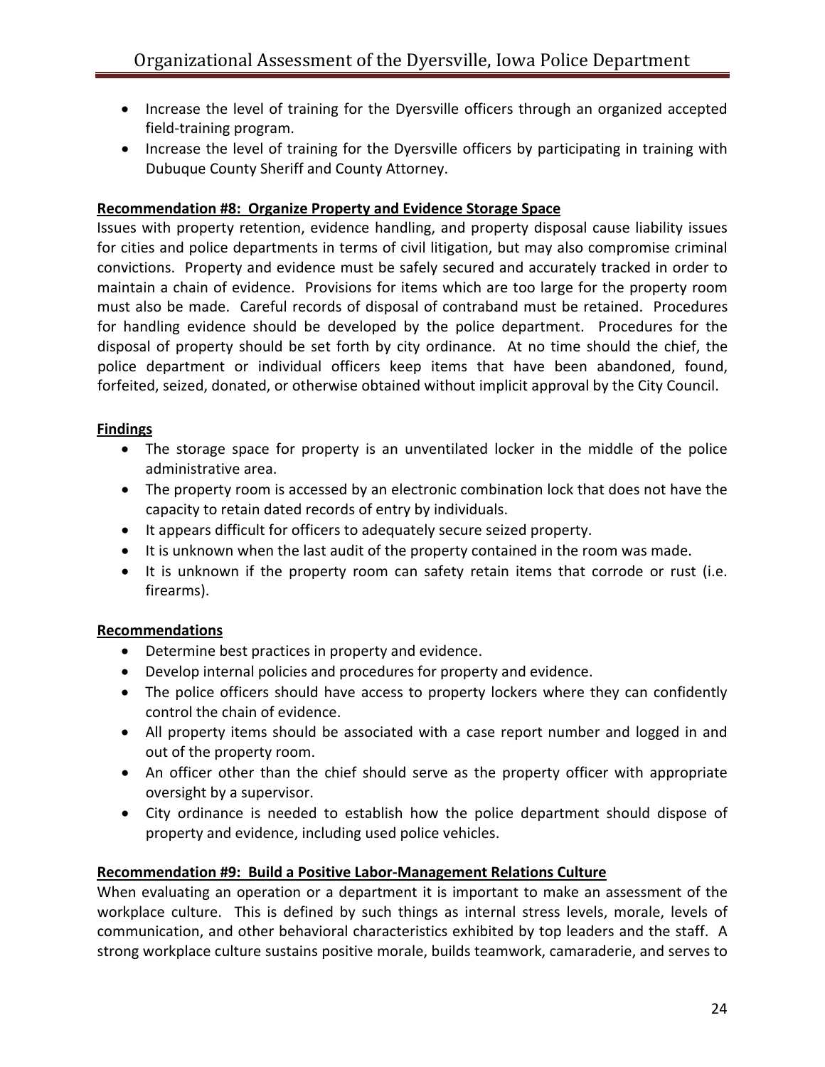- Increase the level of training for the Dyersville officers through an organized accepted field-training program.
- Increase the level of training for the Dyersville officers by participating in training with Dubuque County Sheriff and County Attorney.

**Recommendation #8: Organize Property and Evidence Storage Space**

Issues with property retention, evidence handling, and property disposal cause liability issues for cities and police departments in terms of civil litigation, but may also compromise criminal convictions. Property and evidence must be safely secured and accurately tracked in order to maintain a chain of evidence. Provisions for items which are too large for the property room must also be made. Careful records of disposal of contraband must be retained. Procedures for handling evidence should be developed by the police department. Procedures for the disposal of property should be set forth by city ordinance. At no time should the chief, the police department or individual officers keep items that have been abandoned, found, forfeited, seized, donated, or otherwise obtained without implicit approval by the City Council.

**Findings**

- The storage space for property is an unventilated locker in the middle of the police administrative area.
- The property room is accessed by an electronic combination lock that does not have the capacity to retain dated records of entry by individuals.
- It appears difficult for officers to adequately secure seized property.
- It is unknown when the last audit of the property contained in the room was made.
- It is unknown if the property room can safety retain items that corrode or rust (i.e. firearms).

**Recommendations**

- Determine best practices in property and evidence.
- Develop internal policies and procedures for property and evidence.
- The police officers should have access to property lockers where they can confidently control the chain of evidence.
- All property items should be associated with a case report number and logged in and out of the property room.
- An officer other than the chief should serve as the property officer with appropriate oversight by a supervisor.
- City ordinance is needed to establish how the police department should dispose of property and evidence, including used police vehicles.

**Recommendation #9: Build a Positive Labor-Management Relations Culture**

When evaluating an operation or a department it is important to make an assessment of the workplace culture. This is defined by such things as internal stress levels, morale, levels of communication, and other behavioral characteristics exhibited by top leaders and the staff. A strong workplace culture sustains positive morale, builds teamwork, camaraderie, and serves to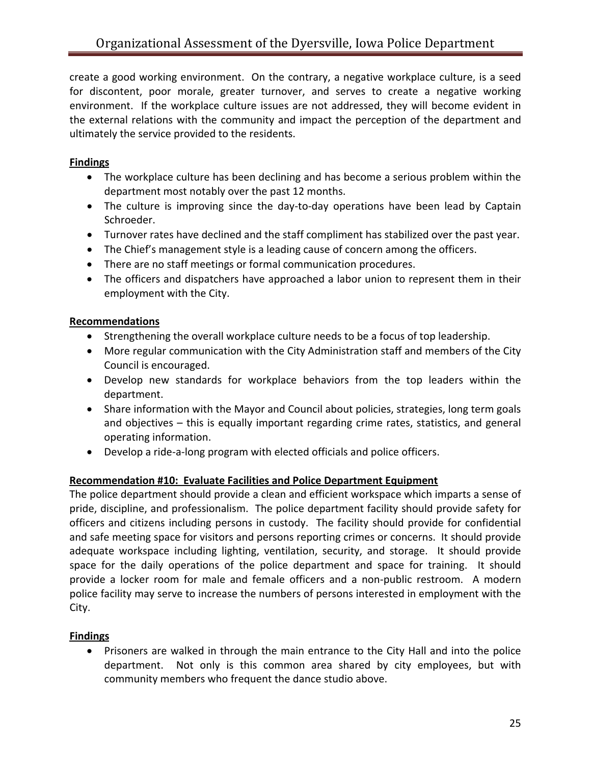create a good working environment. On the contrary, a negative workplace culture, is a seed for discontent, poor morale, greater turnover, and serves to create a negative working environment. If the workplace culture issues are not addressed, they will become evident in the external relations with the community and impact the perception of the department and ultimately the service provided to the residents.

**Findings**

- The workplace culture has been declining and has become a serious problem within the department most notably over the past 12 months.
- The culture is improving since the day-to-day operations have been lead by Captain Schroeder.
- Turnover rates have declined and the staff compliment has stabilized over the past year.
- The Chief's management style is a leading cause of concern among the officers.
- There are no staff meetings or formal communication procedures.
- The officers and dispatchers have approached a labor union to represent them in their employment with the City.

**Recommendations**

- Strengthening the overall workplace culture needs to be a focus of top leadership.
- More regular communication with the City Administration staff and members of the City Council is encouraged.
- Develop new standards for workplace behaviors from the top leaders within the department.
- Share information with the Mayor and Council about policies, strategies, long term goals and objectives – this is equally important regarding crime rates, statistics, and general operating information.
- Develop a ride-a-long program with elected officials and police officers.

**Recommendation #10: Evaluate Facilities and Police Department Equipment**

The police department should provide a clean and efficient workspace which imparts a sense of pride, discipline, and professionalism. The police department facility should provide safety for officers and citizens including persons in custody. The facility should provide for confidential and safe meeting space for visitors and persons reporting crimes or concerns. It should provide adequate workspace including lighting, ventilation, security, and storage. It should provide space for the daily operations of the police department and space for training. It should provide a locker room for male and female officers and a non-public restroom. A modern police facility may serve to increase the numbers of persons interested in employment with the City.

**Findings**

- Prisoners are walked in through the main entrance to the City Hall and into the police department. Not only is this common area shared by city employees, but with community members who frequent the dance studio above.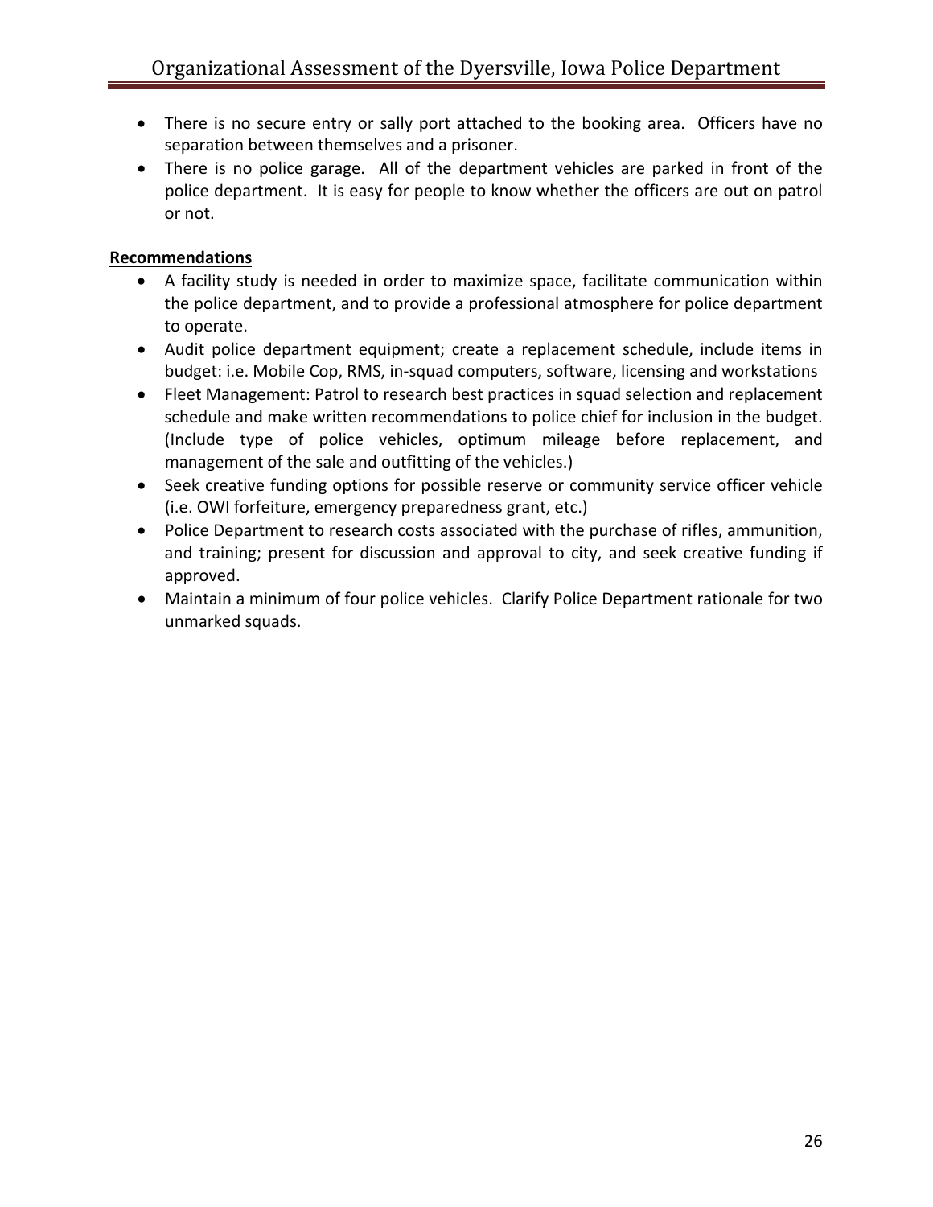- There is no secure entry or sally port attached to the booking area. Officers have no separation between themselves and a prisoner.
- There is no police garage. All of the department vehicles are parked in front of the police department. It is easy for people to know whether the officers are out on patrol or not.

**Recommendations**

- A facility study is needed in order to maximize space, facilitate communication within the police department, and to provide a professional atmosphere for police department to operate.
- Audit police department equipment; create a replacement schedule, include items in budget: i.e. Mobile Cop, RMS, in-squad computers, software, licensing and workstations
- Fleet Management: Patrol to research best practices in squad selection and replacement schedule and make written recommendations to police chief for inclusion in the budget. (Include type of police vehicles, optimum mileage before replacement, and management of the sale and outfitting of the vehicles.)
- Seek creative funding options for possible reserve or community service officer vehicle (i.e. OWI forfeiture, emergency preparedness grant, etc.)
- Police Department to research costs associated with the purchase of rifles, ammunition, and training; present for discussion and approval to city, and seek creative funding if approved.
- Maintain a minimum of four police vehicles. Clarify Police Department rationale for two unmarked squads.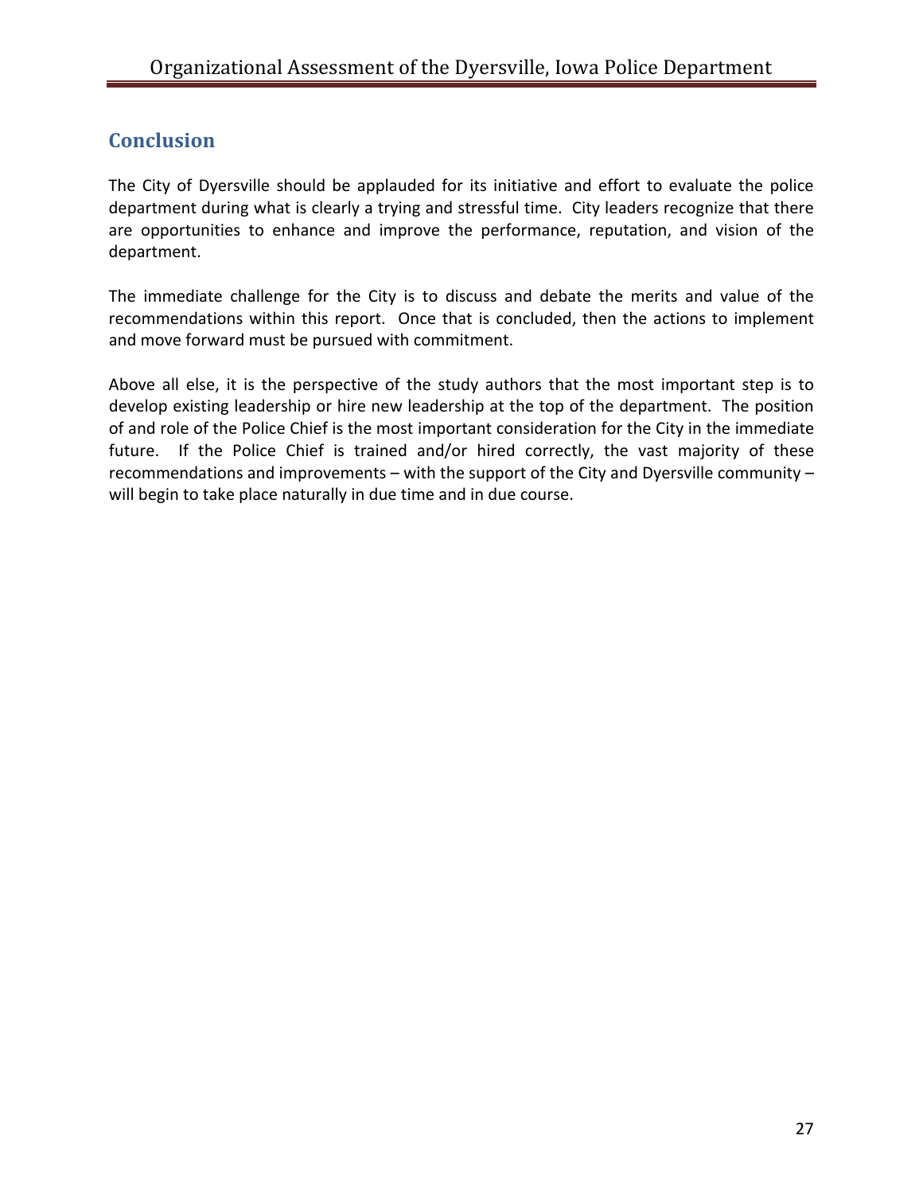## Conclusion

The City of Dyersville should be applauded for its initiative and effort to evaluate the police department during what is clearly a trying and stressful time. City leaders recognize that there are opportunities to enhance and improve the performance, reputation, and vision of the department.

The immediate challenge for the City is to discuss and debate the merits and value of the recommendations within this report. Once that is concluded, then the actions to implement and move forward must be pursued with commitment.

Above all else, it is the perspective of the study authors that the most important step is to develop existing leadership or hire new leadership at the top of the department. The position of and role of the Police Chief is the most important consideration for the City in the immediate future. If the Police Chief is trained and/or hired correctly, the vast majority of these recommendations and improvements – with the support of the City and Dyersville community – will begin to take place naturally in due time and in due course.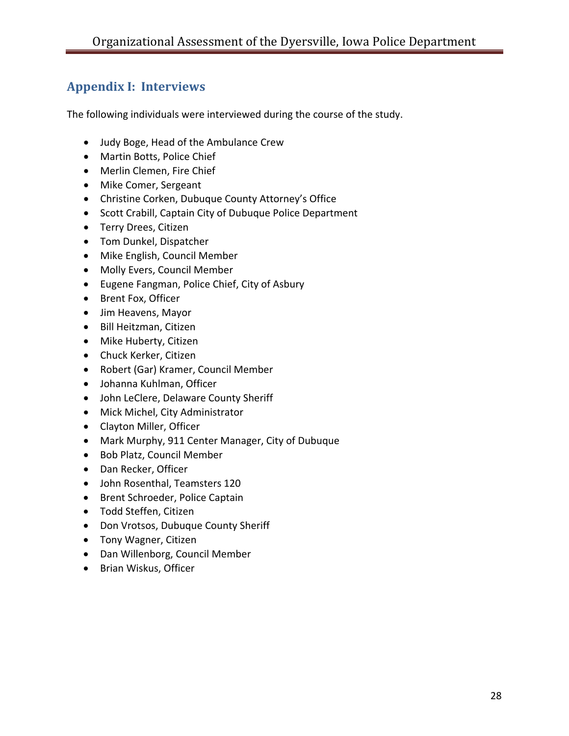## Appendix I: Interviews

The following individuals were interviewed during the course of the study.

- Judy Boge, Head of the Ambulance Crew
- Martin Botts, Police Chief
- Merlin Clemen, Fire Chief
- Mike Comer, Sergeant
- Christine Corken, Dubuque County Attorney's Office
- Scott Crabill, Captain City of Dubuque Police Department
- Terry Drees, Citizen
- Tom Dunkel, Dispatcher
- Mike English, Council Member
- Molly Evers, Council Member
- Eugene Fangman, Police Chief, City of Asbury
- Brent Fox, Officer
- Jim Heavens, Mayor
- Bill Heitzman, Citizen
- Mike Huberty, Citizen
- Chuck Kerker, Citizen
- Robert (Gar) Kramer, Council Member
- Johanna Kuhlman, Officer
- John LeClere, Delaware County Sheriff
- Mick Michel, City Administrator
- Clayton Miller, Officer
- Mark Murphy, 911 Center Manager, City of Dubuque
- Bob Platz, Council Member
- Dan Recker, Officer
- John Rosenthal, Teamsters 120
- Brent Schroeder, Police Captain
- Todd Steffen, Citizen
- Don Vrotsos, Dubuque County Sheriff
- Tony Wagner, Citizen
- Dan Willenborg, Council Member
- Brian Wiskus, Officer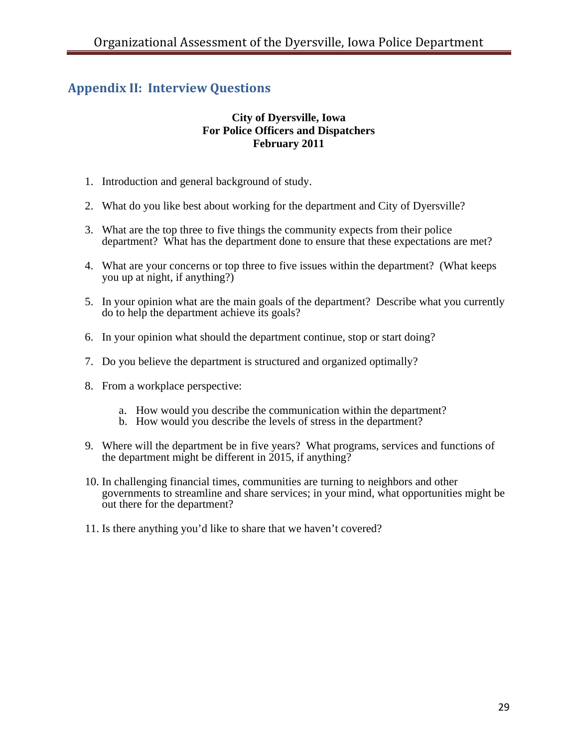## Appendix II: Interview Questions

**City of Dyersville, Iowa**
**For Police Officers and Dispatchers**
**February 2011**

1. Introduction and general background of study.

2. What do you like best about working for the department and City of Dyersville?

3. What are the top three to five things the community expects from their police department? What has the department done to ensure that these expectations are met?

4. What are your concerns or top three to five issues within the department? (What keeps you up at night, if anything?)

5. In your opinion what are the main goals of the department? Describe what you currently do to help the department achieve its goals?

6. In your opinion what should the department continue, stop or start doing?

7. Do you believe the department is structured and organized optimally?

8. From a workplace perspective:

   a. How would you describe the communication within the department?
   b. How would you describe the levels of stress in the department?

9. Where will the department be in five years? What programs, services and functions of the department might be different in 2015, if anything?

10. In challenging financial times, communities are turning to neighbors and other governments to streamline and share services; in your mind, what opportunities might be out there for the department?

11. Is there anything you'd like to share that we haven't covered?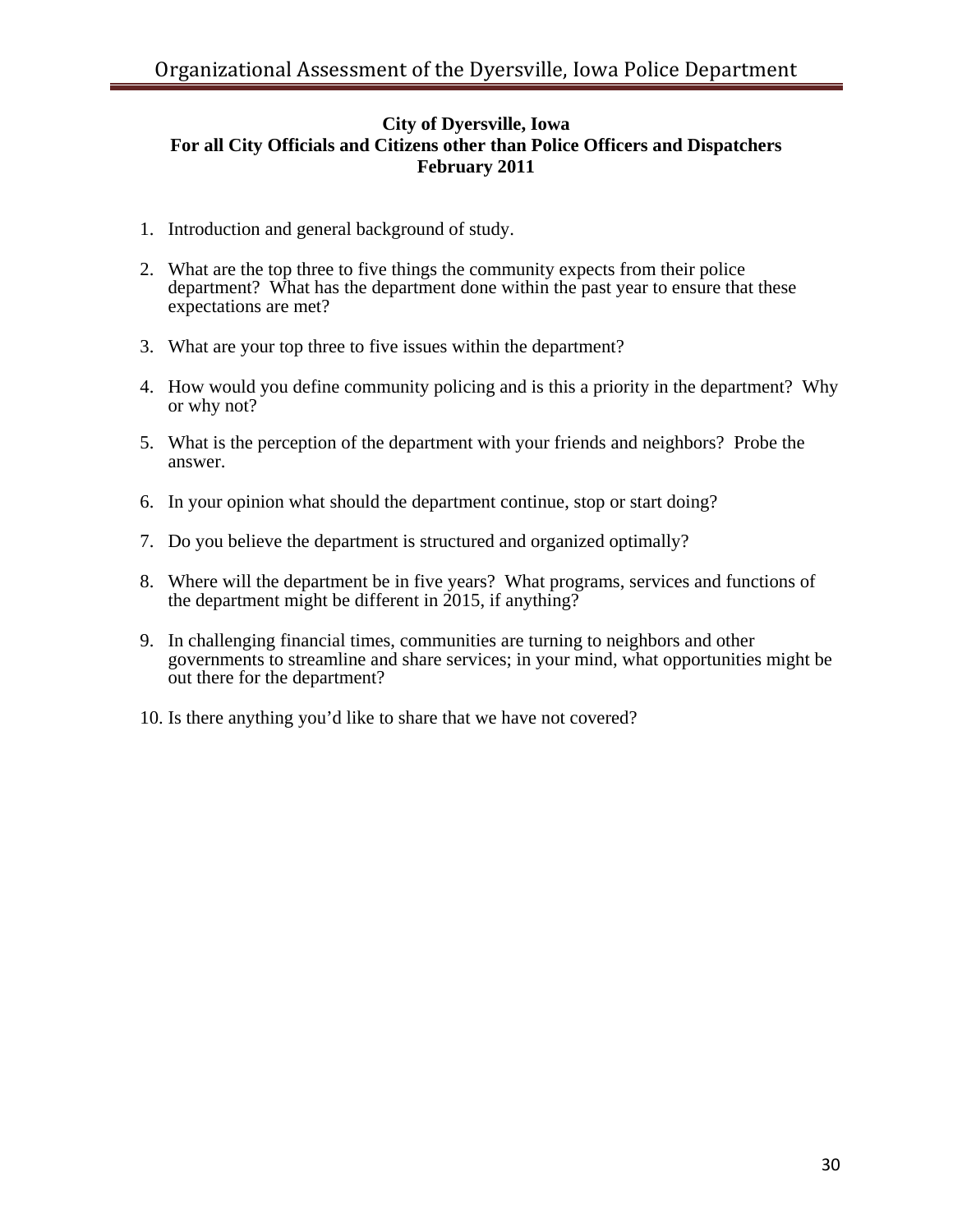**City of Dyersville, Iowa**
**For all City Officials and Citizens other than Police Officers and Dispatchers**
**February 2011**

1. Introduction and general background of study.
2. What are the top three to five things the community expects from their police department? What has the department done within the past year to ensure that these expectations are met?
3. What are your top three to five issues within the department?
4. How would you define community policing and is this a priority in the department? Why or why not?
5. What is the perception of the department with your friends and neighbors? Probe the answer.
6. In your opinion what should the department continue, stop or start doing?
7. Do you believe the department is structured and organized optimally?
8. Where will the department be in five years? What programs, services and functions of the department might be different in 2015, if anything?
9. In challenging financial times, communities are turning to neighbors and other governments to streamline and share services; in your mind, what opportunities might be out there for the department?
10. Is there anything you'd like to share that we have not covered?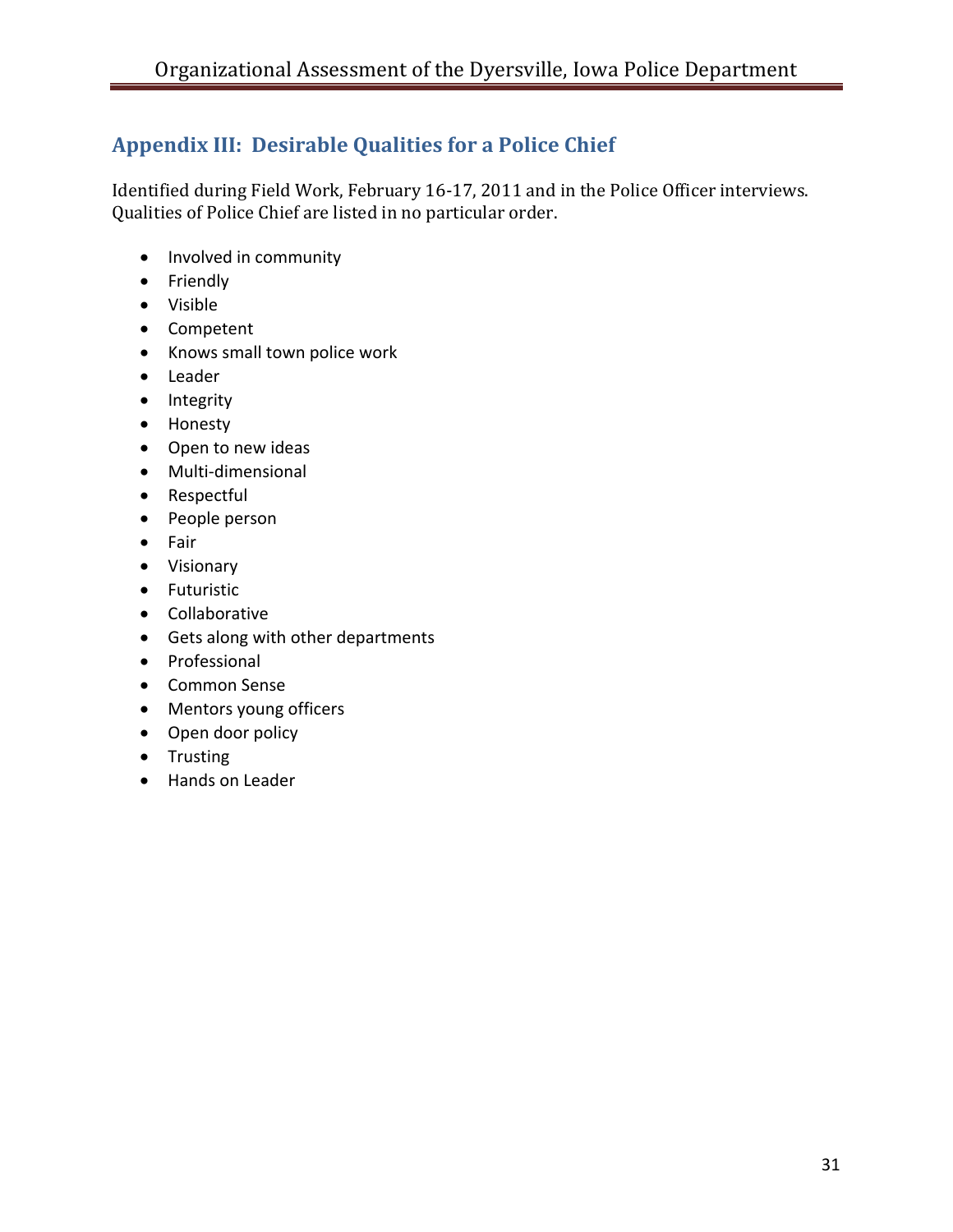## Appendix III: Desirable Qualities for a Police Chief

Identified during Field Work, February 16-17, 2011 and in the Police Officer interviews. Qualities of Police Chief are listed in no particular order.

- Involved in community
- Friendly
- Visible
- Competent
- Knows small town police work
- Leader
- Integrity
- Honesty
- Open to new ideas
- Multi-dimensional
- Respectful
- People person
- Fair
- Visionary
- Futuristic
- Collaborative
- Gets along with other departments
- Professional
- Common Sense
- Mentors young officers
- Open door policy
- Trusting
- Hands on Leader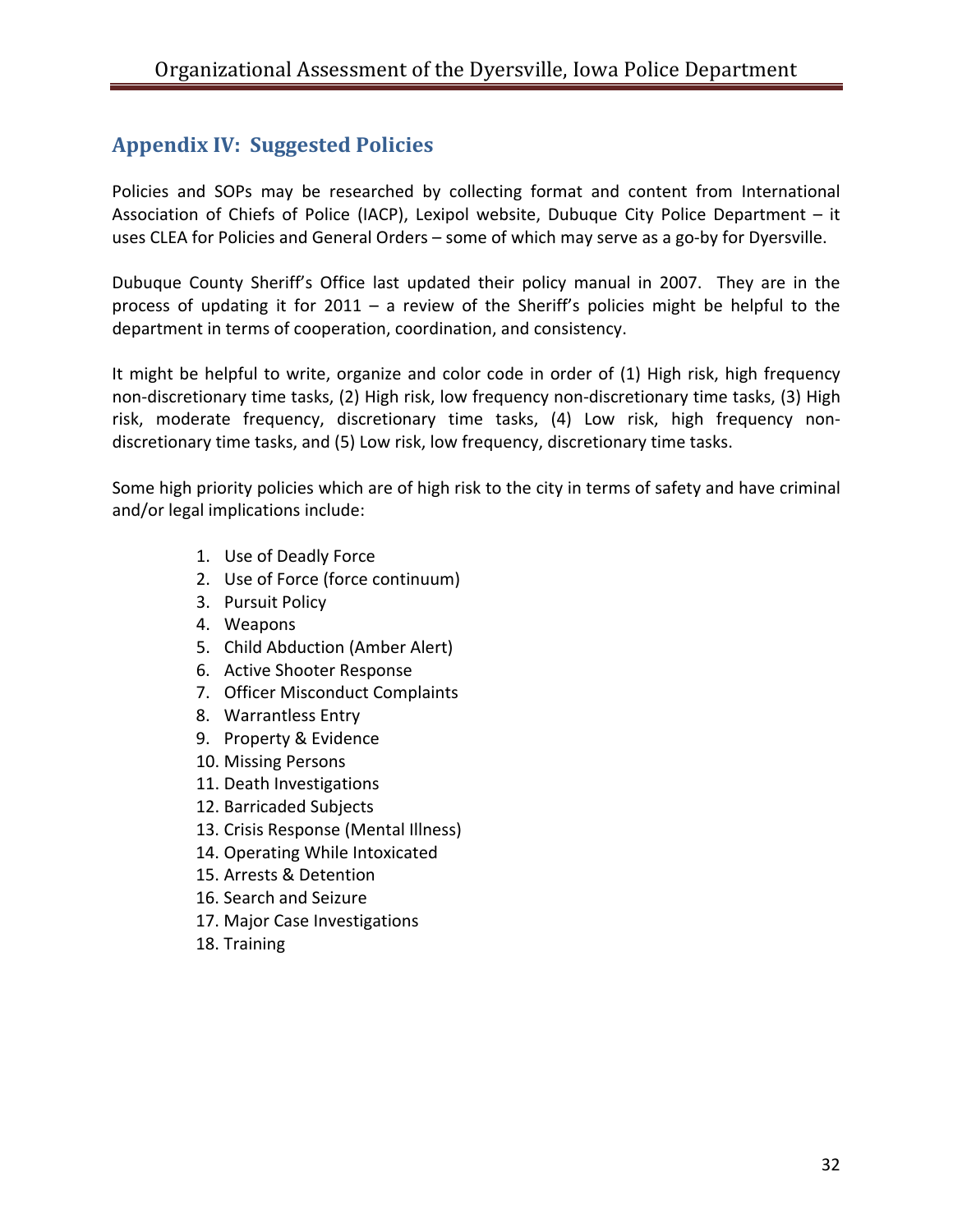## Appendix IV: Suggested Policies

Policies and SOPs may be researched by collecting format and content from International Association of Chiefs of Police (IACP), Lexipol website, Dubuque City Police Department – it uses CLEA for Policies and General Orders – some of which may serve as a go-by for Dyersville.

Dubuque County Sheriff's Office last updated their policy manual in 2007. They are in the process of updating it for 2011 – a review of the Sheriff's policies might be helpful to the department in terms of cooperation, coordination, and consistency.

It might be helpful to write, organize and color code in order of (1) High risk, high frequency non-discretionary time tasks, (2) High risk, low frequency non-discretionary time tasks, (3) High risk, moderate frequency, discretionary time tasks, (4) Low risk, high frequency non-discretionary time tasks, and (5) Low risk, low frequency, discretionary time tasks.

Some high priority policies which are of high risk to the city in terms of safety and have criminal and/or legal implications include:

1. Use of Deadly Force
2. Use of Force (force continuum)
3. Pursuit Policy
4. Weapons
5. Child Abduction (Amber Alert)
6. Active Shooter Response
7. Officer Misconduct Complaints
8. Warrantless Entry
9. Property & Evidence
10. Missing Persons
11. Death Investigations
12. Barricaded Subjects
13. Crisis Response (Mental Illness)
14. Operating While Intoxicated
15. Arrests & Detention
16. Search and Seizure
17. Major Case Investigations
18. Training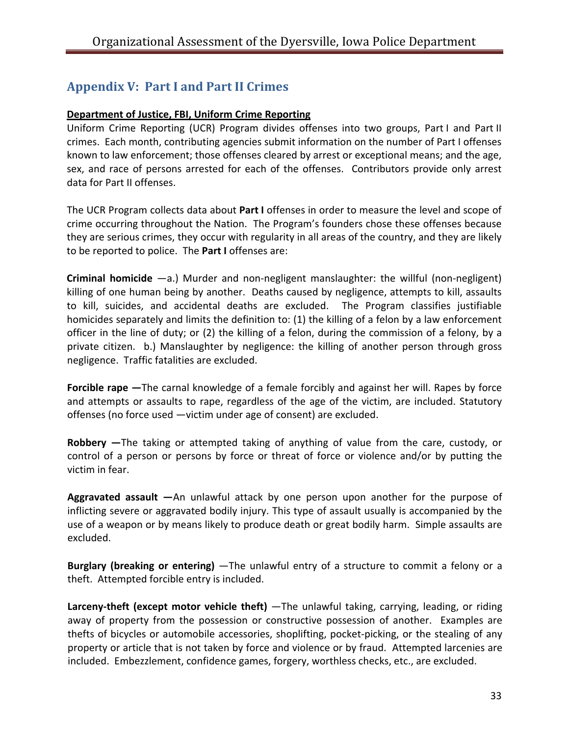## Appendix V: Part I and Part II Crimes

**Department of Justice, FBI, Uniform Crime Reporting**

Uniform Crime Reporting (UCR) Program divides offenses into two groups, Part I and Part II crimes. Each month, contributing agencies submit information on the number of Part I offenses known to law enforcement; those offenses cleared by arrest or exceptional means; and the age, sex, and race of persons arrested for each of the offenses. Contributors provide only arrest data for Part II offenses.

The UCR Program collects data about **Part I** offenses in order to measure the level and scope of crime occurring throughout the Nation. The Program's founders chose these offenses because they are serious crimes, they occur with regularity in all areas of the country, and they are likely to be reported to police. The **Part I** offenses are:

**Criminal homicide** —a.) Murder and non-negligent manslaughter: the willful (non-negligent) killing of one human being by another. Deaths caused by negligence, attempts to kill, assaults to kill, suicides, and accidental deaths are excluded. The Program classifies justifiable homicides separately and limits the definition to: (1) the killing of a felon by a law enforcement officer in the line of duty; or (2) the killing of a felon, during the commission of a felony, by a private citizen. b.) Manslaughter by negligence: the killing of another person through gross negligence. Traffic fatalities are excluded.

**Forcible rape —**The carnal knowledge of a female forcibly and against her will. Rapes by force and attempts or assaults to rape, regardless of the age of the victim, are included. Statutory offenses (no force used —victim under age of consent) are excluded.

**Robbery —**The taking or attempted taking of anything of value from the care, custody, or control of a person or persons by force or threat of force or violence and/or by putting the victim in fear.

**Aggravated assault —**An unlawful attack by one person upon another for the purpose of inflicting severe or aggravated bodily injury. This type of assault usually is accompanied by the use of a weapon or by means likely to produce death or great bodily harm. Simple assaults are excluded.

**Burglary (breaking or entering)** —The unlawful entry of a structure to commit a felony or a theft. Attempted forcible entry is included.

**Larceny-theft (except motor vehicle theft)** —The unlawful taking, carrying, leading, or riding away of property from the possession or constructive possession of another. Examples are thefts of bicycles or automobile accessories, shoplifting, pocket-picking, or the stealing of any property or article that is not taken by force and violence or by fraud. Attempted larcenies are included. Embezzlement, confidence games, forgery, worthless checks, etc., are excluded.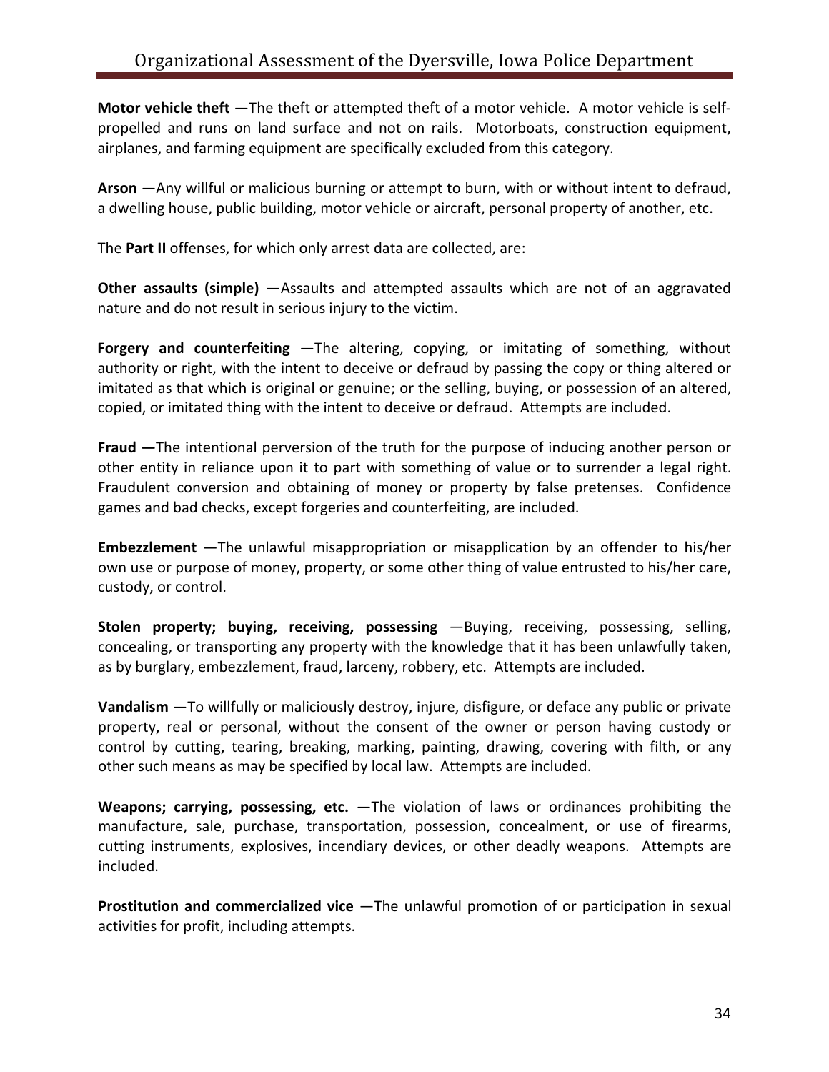**Motor vehicle theft** —The theft or attempted theft of a motor vehicle. A motor vehicle is self-propelled and runs on land surface and not on rails. Motorboats, construction equipment, airplanes, and farming equipment are specifically excluded from this category.

**Arson** —Any willful or malicious burning or attempt to burn, with or without intent to defraud, a dwelling house, public building, motor vehicle or aircraft, personal property of another, etc.

The **Part II** offenses, for which only arrest data are collected, are:

**Other assaults (simple)** —Assaults and attempted assaults which are not of an aggravated nature and do not result in serious injury to the victim.

**Forgery and counterfeiting** —The altering, copying, or imitating of something, without authority or right, with the intent to deceive or defraud by passing the copy or thing altered or imitated as that which is original or genuine; or the selling, buying, or possession of an altered, copied, or imitated thing with the intent to deceive or defraud. Attempts are included.

**Fraud —**The intentional perversion of the truth for the purpose of inducing another person or other entity in reliance upon it to part with something of value or to surrender a legal right. Fraudulent conversion and obtaining of money or property by false pretenses. Confidence games and bad checks, except forgeries and counterfeiting, are included.

**Embezzlement** —The unlawful misappropriation or misapplication by an offender to his/her own use or purpose of money, property, or some other thing of value entrusted to his/her care, custody, or control.

**Stolen property; buying, receiving, possessing** —Buying, receiving, possessing, selling, concealing, or transporting any property with the knowledge that it has been unlawfully taken, as by burglary, embezzlement, fraud, larceny, robbery, etc. Attempts are included.

**Vandalism** —To willfully or maliciously destroy, injure, disfigure, or deface any public or private property, real or personal, without the consent of the owner or person having custody or control by cutting, tearing, breaking, marking, painting, drawing, covering with filth, or any other such means as may be specified by local law. Attempts are included.

**Weapons; carrying, possessing, etc.** —The violation of laws or ordinances prohibiting the manufacture, sale, purchase, transportation, possession, concealment, or use of firearms, cutting instruments, explosives, incendiary devices, or other deadly weapons. Attempts are included.

**Prostitution and commercialized vice** —The unlawful promotion of or participation in sexual activities for profit, including attempts.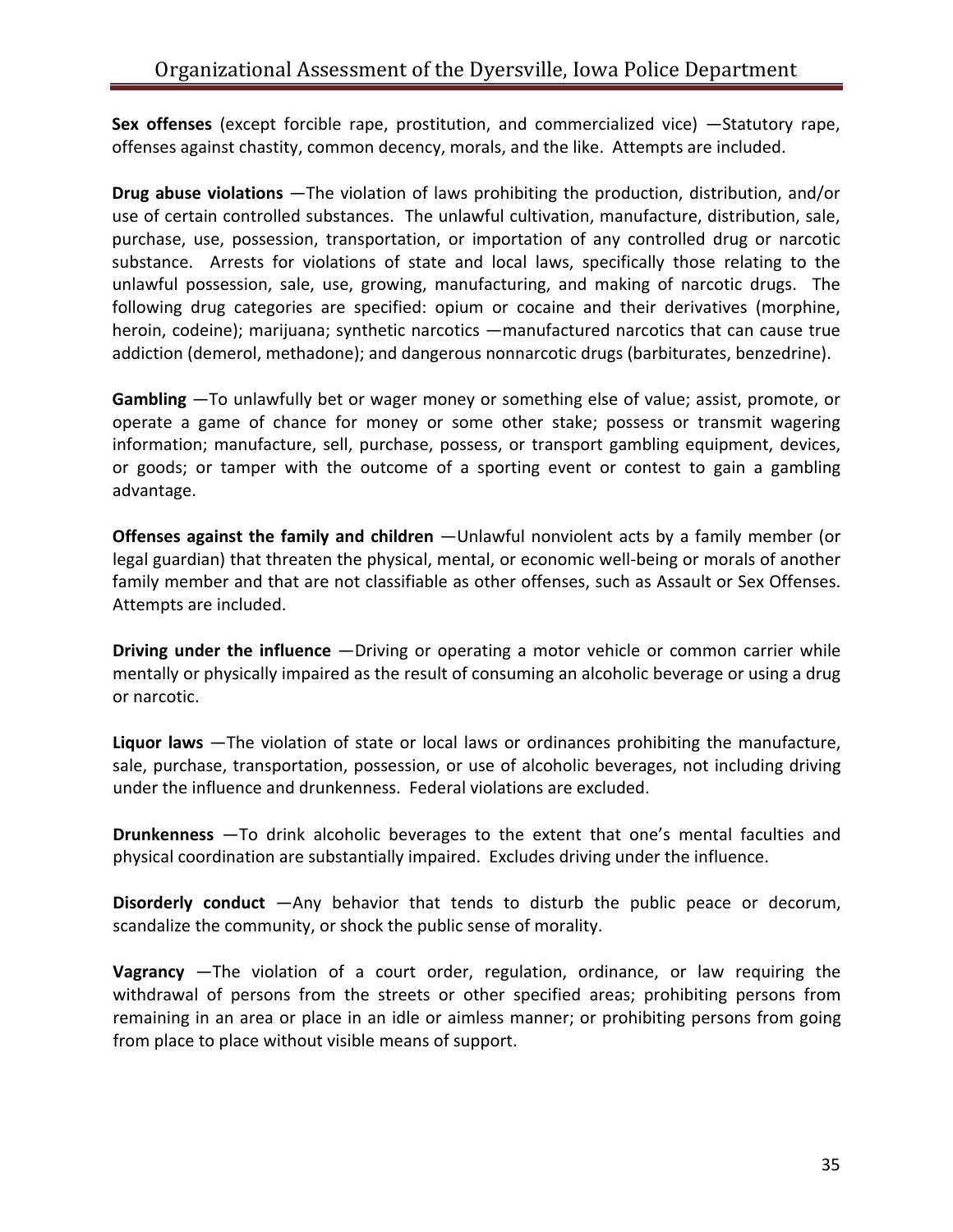**Sex offenses** (except forcible rape, prostitution, and commercialized vice) —Statutory rape, offenses against chastity, common decency, morals, and the like. Attempts are included.

**Drug abuse violations** —The violation of laws prohibiting the production, distribution, and/or use of certain controlled substances. The unlawful cultivation, manufacture, distribution, sale, purchase, use, possession, transportation, or importation of any controlled drug or narcotic substance. Arrests for violations of state and local laws, specifically those relating to the unlawful possession, sale, use, growing, manufacturing, and making of narcotic drugs. The following drug categories are specified: opium or cocaine and their derivatives (morphine, heroin, codeine); marijuana; synthetic narcotics —manufactured narcotics that can cause true addiction (demerol, methadone); and dangerous nonnarcotic drugs (barbiturates, benzedrine).

**Gambling** —To unlawfully bet or wager money or something else of value; assist, promote, or operate a game of chance for money or some other stake; possess or transmit wagering information; manufacture, sell, purchase, possess, or transport gambling equipment, devices, or goods; or tamper with the outcome of a sporting event or contest to gain a gambling advantage.

**Offenses against the family and children** —Unlawful nonviolent acts by a family member (or legal guardian) that threaten the physical, mental, or economic well-being or morals of another family member and that are not classifiable as other offenses, such as Assault or Sex Offenses. Attempts are included.

**Driving under the influence** —Driving or operating a motor vehicle or common carrier while mentally or physically impaired as the result of consuming an alcoholic beverage or using a drug or narcotic.

**Liquor laws** —The violation of state or local laws or ordinances prohibiting the manufacture, sale, purchase, transportation, possession, or use of alcoholic beverages, not including driving under the influence and drunkenness. Federal violations are excluded.

**Drunkenness** —To drink alcoholic beverages to the extent that one's mental faculties and physical coordination are substantially impaired. Excludes driving under the influence.

**Disorderly conduct** —Any behavior that tends to disturb the public peace or decorum, scandalize the community, or shock the public sense of morality.

**Vagrancy** —The violation of a court order, regulation, ordinance, or law requiring the withdrawal of persons from the streets or other specified areas; prohibiting persons from remaining in an area or place in an idle or aimless manner; or prohibiting persons from going from place to place without visible means of support.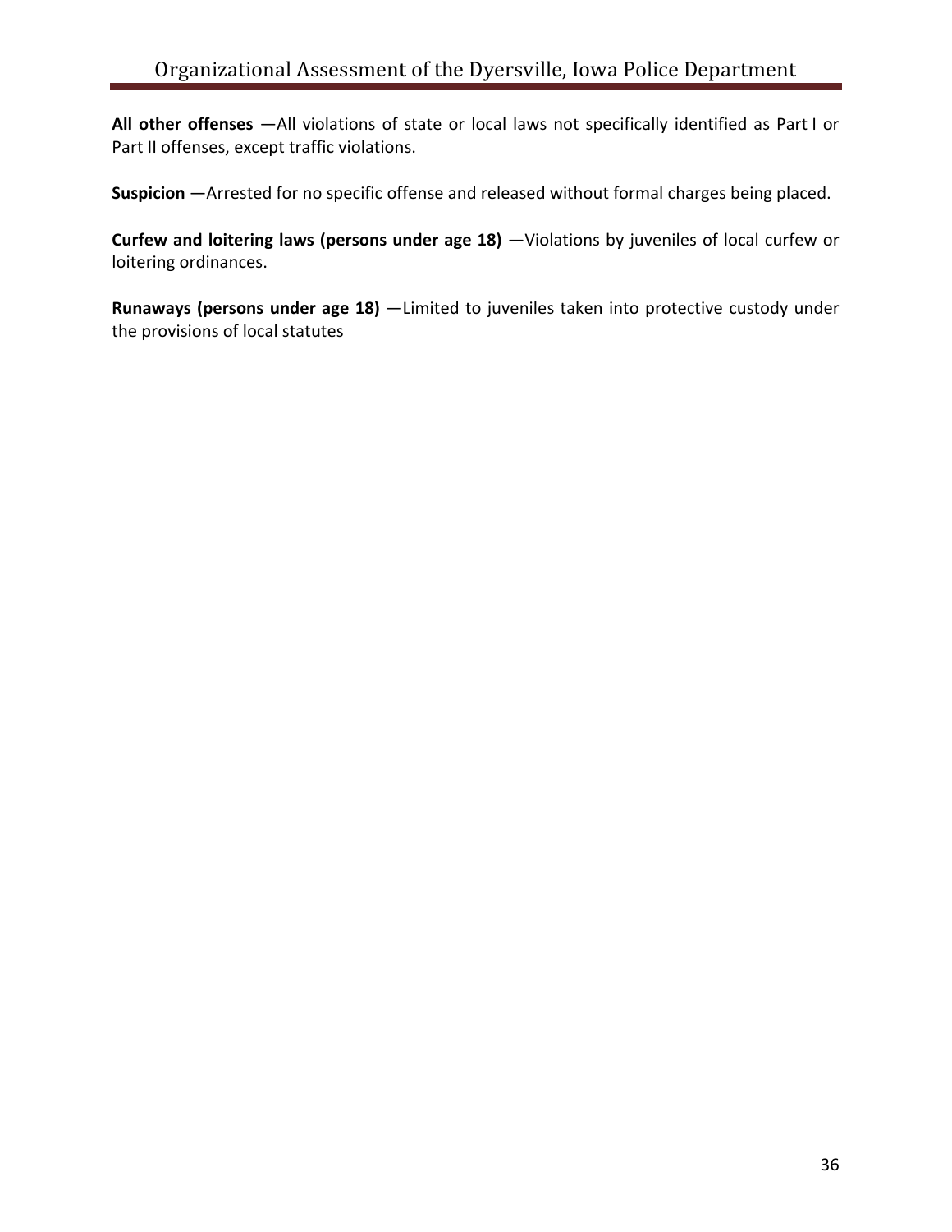**All other offenses** —All violations of state or local laws not specifically identified as Part I or Part II offenses, except traffic violations.

**Suspicion** —Arrested for no specific offense and released without formal charges being placed.

**Curfew and loitering laws (persons under age 18)** —Violations by juveniles of local curfew or loitering ordinances.

**Runaways (persons under age 18)** —Limited to juveniles taken into protective custody under the provisions of local statutes